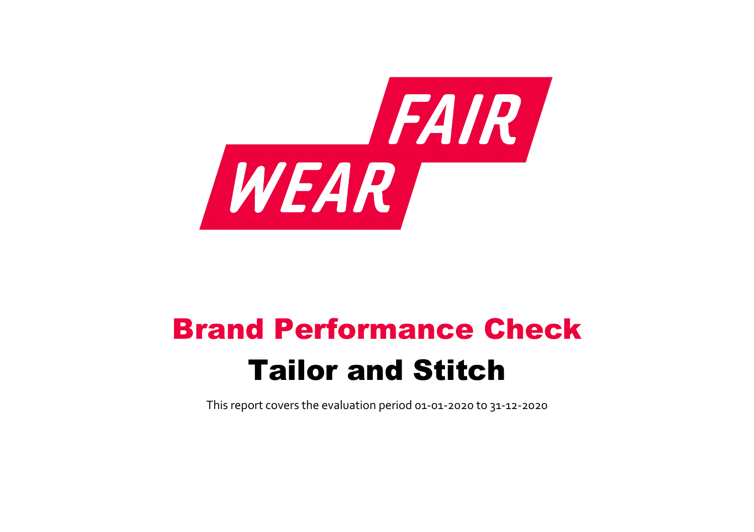FAIR WEAR

# Brand Performance Check

# Tailor and Stitch

This report covers the evaluation period 01-01-2020 to 31-12-2020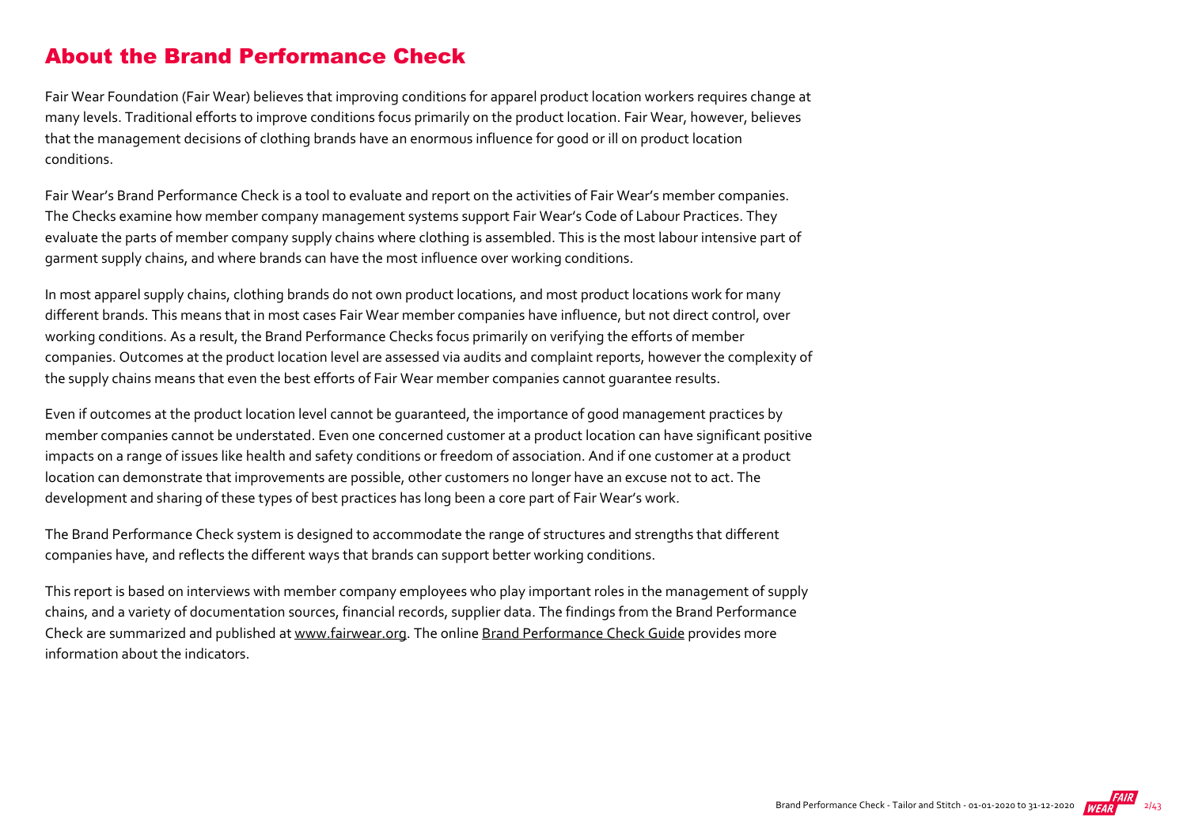## About the Brand Performance Check

Fair Wear Foundation (Fair Wear) believes that improving conditions for apparel product location workers requires change at many levels. Traditional efforts to improve conditions focus primarily on the product location. Fair Wear, however, believes that the management decisions of clothing brands have an enormous influence for good or ill on product location conditions.

Fair Wear's Brand Performance Check is a tool to evaluate and report on the activities of Fair Wear's member companies. The Checks examine how member company management systems support Fair Wear's Code of Labour Practices. They evaluate the parts of member company supply chains where clothing is assembled. This is the most labour intensive part of garment supply chains, and where brands can have the most influence over working conditions.

In most apparel supply chains, clothing brands do not own product locations, and most product locations work for many different brands. This means that in most cases Fair Wear member companies have influence, but not direct control, over working conditions. As a result, the Brand Performance Checks focus primarily on verifying the efforts of member companies. Outcomes at the product location level are assessed via audits and complaint reports, however the complexity of the supply chains means that even the best efforts of Fair Wear member companies cannot guarantee results.

Even if outcomes at the product location level cannot be guaranteed, the importance of good management practices by member companies cannot be understated. Even one concerned customer at a product location can have significant positive impacts on a range of issues like health and safety conditions or freedom of association. And if one customer at a product location can demonstrate that improvements are possible, other customers no longer have an excuse not to act. The development and sharing of these types of best practices has long been a core part of Fair Wear's work.

The Brand Performance Check system is designed to accommodate the range of structures and strengths that different companies have, and reflects the different ways that brands can support better working conditions.

This report is based on interviews with member company employees who play important roles in the management of supply chains, and a variety of documentation sources, financial records, supplier data. The findings from the Brand Performance Check are summarized and published at www.fairwear.org. The online Brand Performance Check Guide provides more information about the indicators.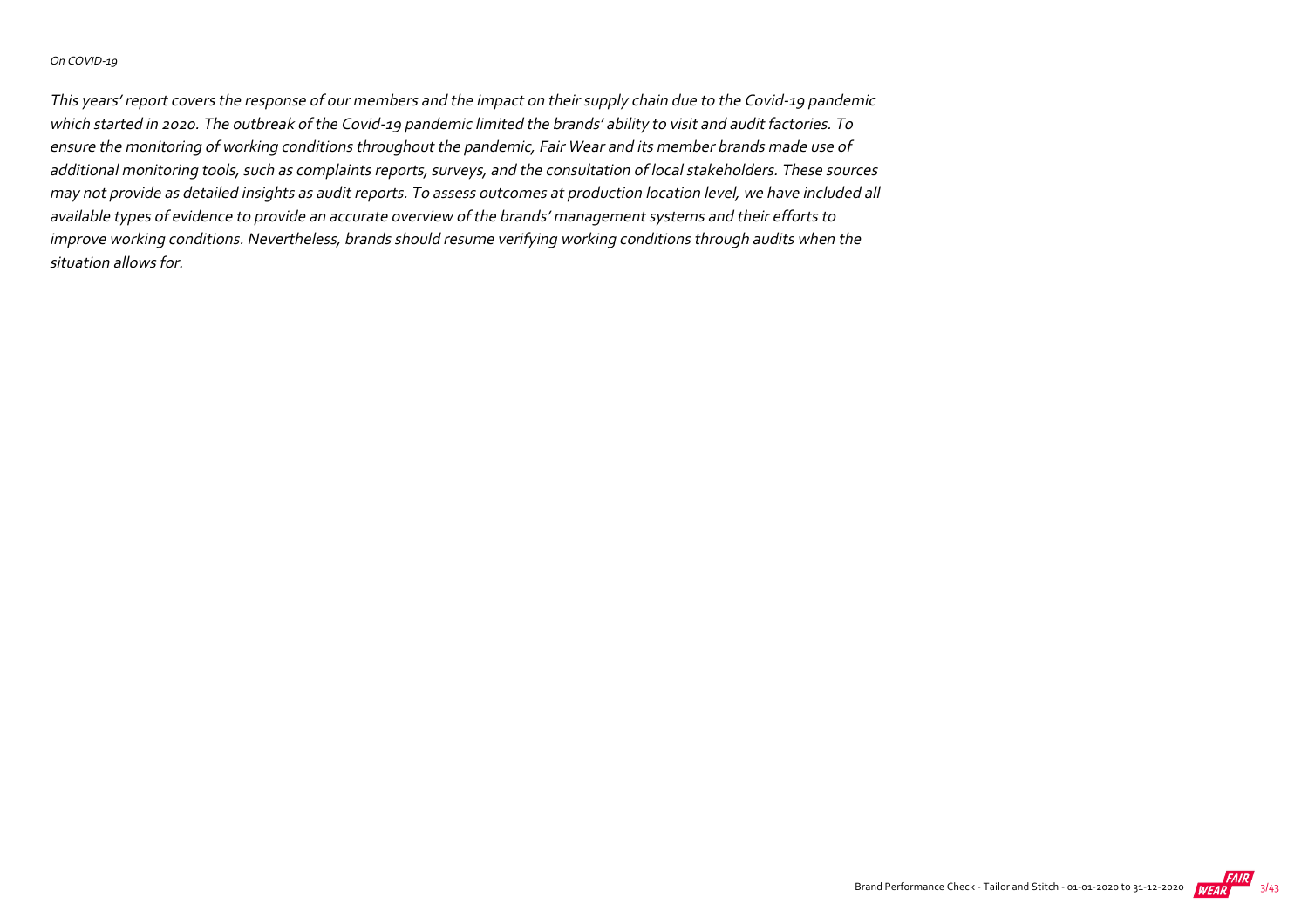*On COVID-19*

*This years' report covers the response of our members and the impact on their supply chain due to the Covid-19 pandemic which started in 2020. The outbreak of the Covid-19 pandemic limited the brands' ability to visit and audit factories. To ensure the monitoring of working conditions throughout the pandemic, Fair Wear and its member brands made use of additional monitoring tools, such as complaints reports, surveys, and the consultation of local stakeholders. These sources may not provide as detailed insights as audit reports. To assess outcomes at production location level, we have included all available types of evidence to provide an accurate overview of the brands' management systems and their efforts to improve working conditions. Nevertheless, brands should resume verifying working conditions through audits when the situation allows for.*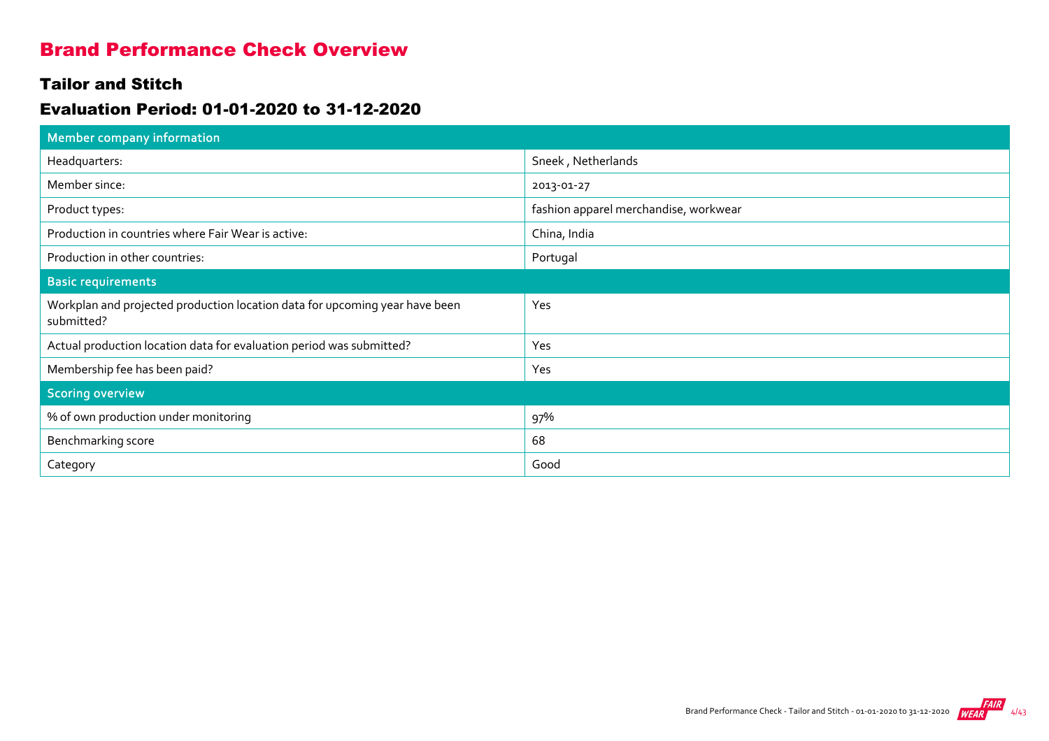# Brand Performance Check Overview

## Tailor and Stitch

## Evaluation Period: 01-01-2020 to 31-12-2020

| Member company information | |
|---|---|
| Headquarters: | Sneek , Netherlands |
| Member since: | 2013-01-27 |
| Product types: | fashion apparel merchandise, workwear |
| Production in countries where Fair Wear is active: | China, India |
| Production in other countries: | Portugal |
| **Basic requirements** | |
| Workplan and projected production location data for upcoming year have been submitted? | Yes |
| Actual production location data for evaluation period was submitted? | Yes |
| Membership fee has been paid? | Yes |
| **Scoring overview** | |
| % of own production under monitoring | 97% |
| Benchmarking score | 68 |
| Category | Good |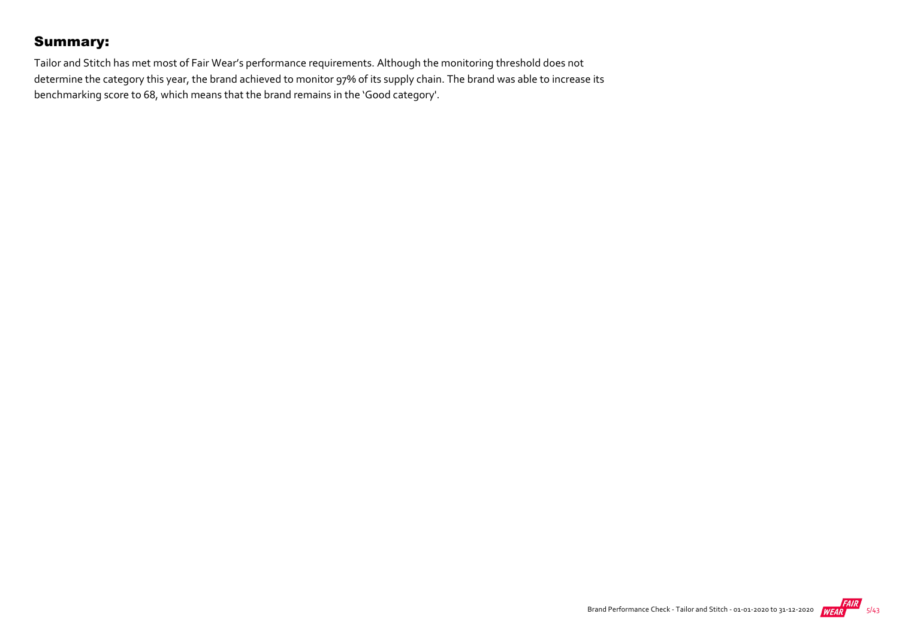## Summary:

Tailor and Stitch has met most of Fair Wear's performance requirements. Although the monitoring threshold does not determine the category this year, the brand achieved to monitor 97% of its supply chain. The brand was able to increase its benchmarking score to 68, which means that the brand remains in the 'Good category'.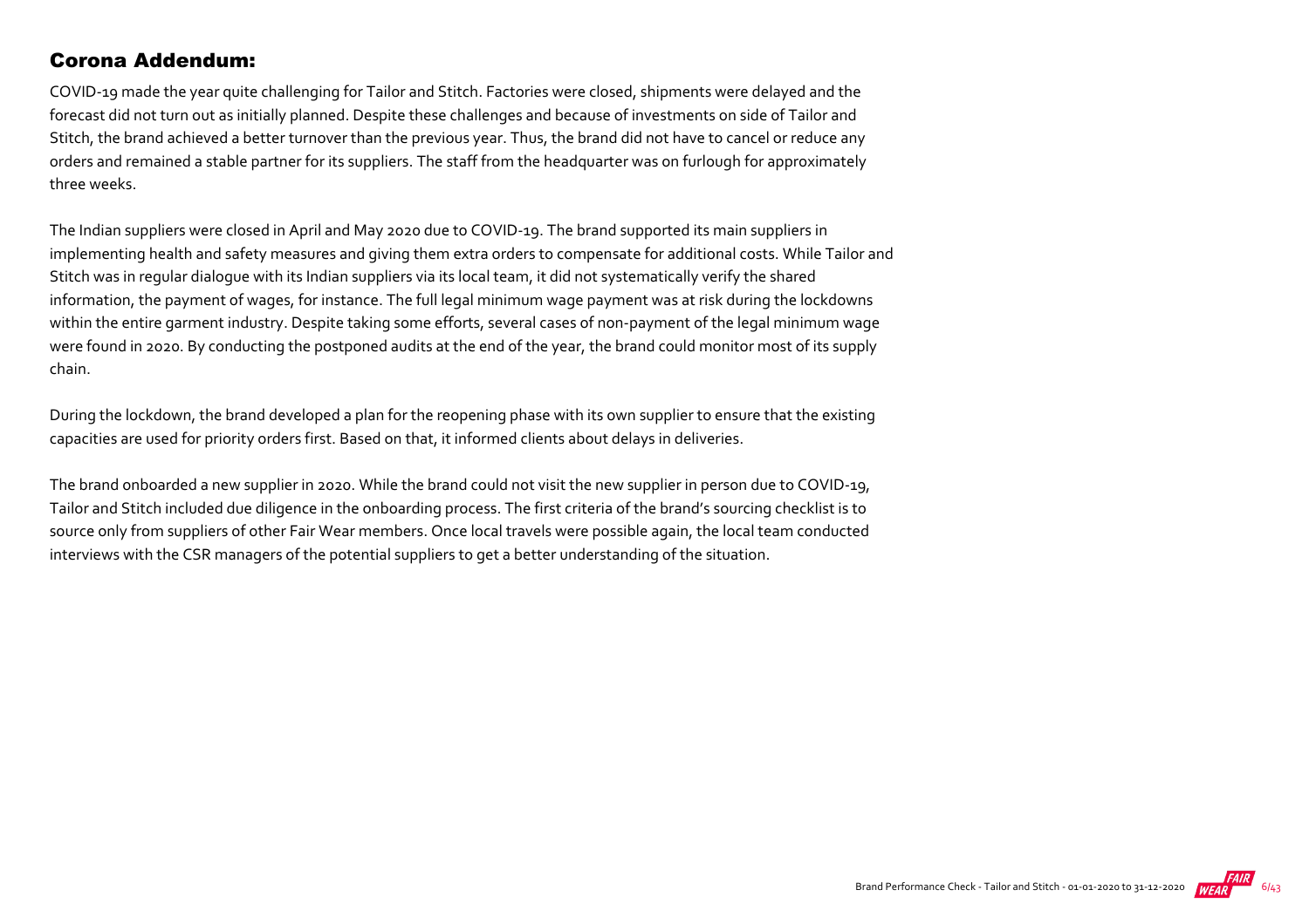## Corona Addendum:

COVID-19 made the year quite challenging for Tailor and Stitch. Factories were closed, shipments were delayed and the forecast did not turn out as initially planned. Despite these challenges and because of investments on side of Tailor and Stitch, the brand achieved a better turnover than the previous year. Thus, the brand did not have to cancel or reduce any orders and remained a stable partner for its suppliers. The staff from the headquarter was on furlough for approximately three weeks.

The Indian suppliers were closed in April and May 2020 due to COVID-19. The brand supported its main suppliers in implementing health and safety measures and giving them extra orders to compensate for additional costs. While Tailor and Stitch was in regular dialogue with its Indian suppliers via its local team, it did not systematically verify the shared information, the payment of wages, for instance. The full legal minimum wage payment was at risk during the lockdowns within the entire garment industry. Despite taking some efforts, several cases of non-payment of the legal minimum wage were found in 2020. By conducting the postponed audits at the end of the year, the brand could monitor most of its supply chain.

During the lockdown, the brand developed a plan for the reopening phase with its own supplier to ensure that the existing capacities are used for priority orders first. Based on that, it informed clients about delays in deliveries.

The brand onboarded a new supplier in 2020. While the brand could not visit the new supplier in person due to COVID-19, Tailor and Stitch included due diligence in the onboarding process. The first criteria of the brand's sourcing checklist is to source only from suppliers of other Fair Wear members. Once local travels were possible again, the local team conducted interviews with the CSR managers of the potential suppliers to get a better understanding of the situation.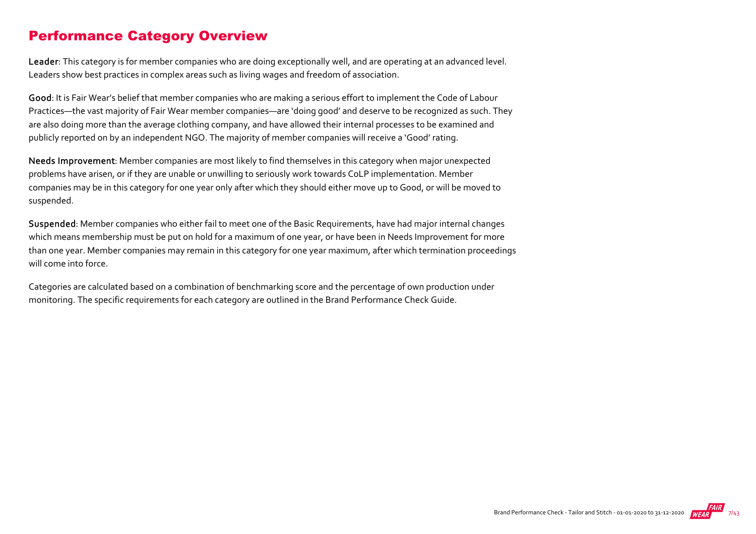# Performance Category Overview

**Leader**: This category is for member companies who are doing exceptionally well, and are operating at an advanced level. Leaders show best practices in complex areas such as living wages and freedom of association.

**Good**: It is Fair Wear's belief that member companies who are making a serious effort to implement the Code of Labour Practices—the vast majority of Fair Wear member companies—are 'doing good' and deserve to be recognized as such. They are also doing more than the average clothing company, and have allowed their internal processes to be examined and publicly reported on by an independent NGO. The majority of member companies will receive a 'Good' rating.

**Needs Improvement**: Member companies are most likely to find themselves in this category when major unexpected problems have arisen, or if they are unable or unwilling to seriously work towards CoLP implementation. Member companies may be in this category for one year only after which they should either move up to Good, or will be moved to suspended.

**Suspended**: Member companies who either fail to meet one of the Basic Requirements, have had major internal changes which means membership must be put on hold for a maximum of one year, or have been in Needs Improvement for more than one year. Member companies may remain in this category for one year maximum, after which termination proceedings will come into force.

Categories are calculated based on a combination of benchmarking score and the percentage of own production under monitoring. The specific requirements for each category are outlined in the Brand Performance Check Guide.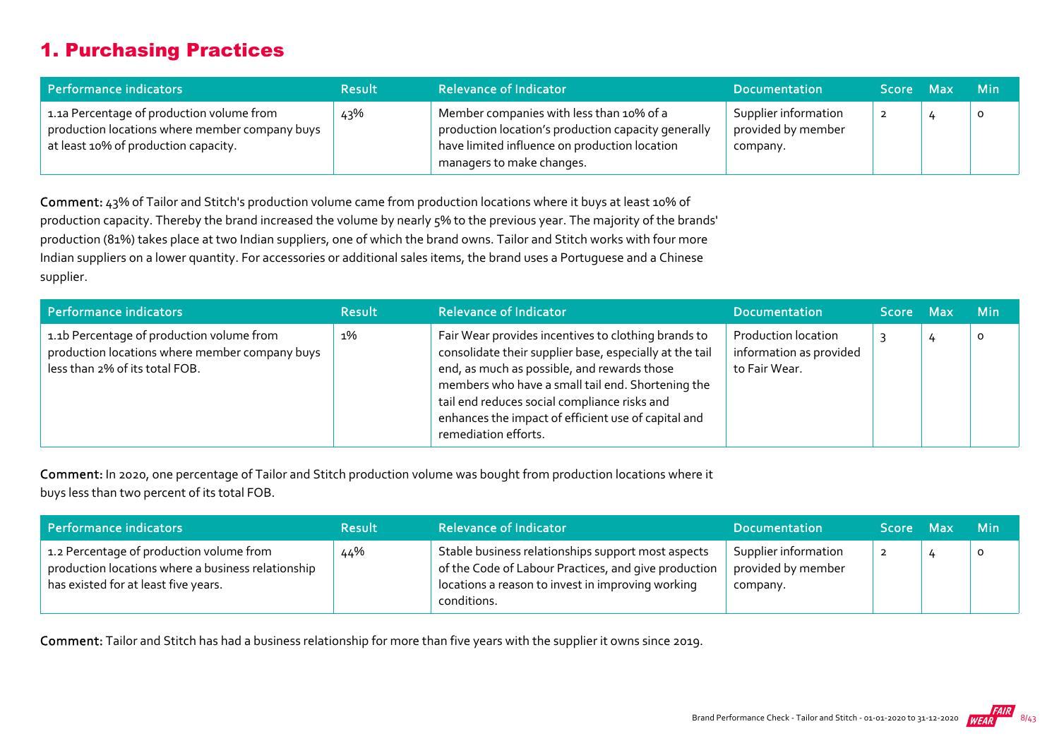## 1. Purchasing Practices

| Performance indicators | Result | Relevance of Indicator | Documentation | Score | Max | Min |
|---|---|---|---|---|---|---|
| 1.1a Percentage of production volume from production locations where member company buys at least 10% of production capacity. | 43% | Member companies with less than 10% of a production location's production capacity generally have limited influence on production location managers to make changes. | Supplier information provided by member company. | 2 | 4 | 0 |

**Comment:** 43% of Tailor and Stitch's production volume came from production locations where it buys at least 10% of production capacity. Thereby the brand increased the volume by nearly 5% to the previous year. The majority of the brands' production (81%) takes place at two Indian suppliers, one of which the brand owns. Tailor and Stitch works with four more Indian suppliers on a lower quantity. For accessories or additional sales items, the brand uses a Portuguese and a Chinese supplier.

| Performance indicators | Result | Relevance of Indicator | Documentation | Score | Max | Min |
|---|---|---|---|---|---|---|
| 1.1b Percentage of production volume from production locations where member company buys less than 2% of its total FOB. | 1% | Fair Wear provides incentives to clothing brands to consolidate their supplier base, especially at the tail end, as much as possible, and rewards those members who have a small tail end. Shortening the tail end reduces social compliance risks and enhances the impact of efficient use of capital and remediation efforts. | Production location information as provided to Fair Wear. | 3 | 4 | 0 |

**Comment:** In 2020, one percentage of Tailor and Stitch production volume was bought from production locations where it buys less than two percent of its total FOB.

| Performance indicators | Result | Relevance of Indicator | Documentation | Score | Max | Min |
|---|---|---|---|---|---|---|
| 1.2 Percentage of production volume from production locations where a business relationship has existed for at least five years. | 44% | Stable business relationships support most aspects of the Code of Labour Practices, and give production locations a reason to invest in improving working conditions. | Supplier information provided by member company. | 2 | 4 | 0 |

**Comment:** Tailor and Stitch has had a business relationship for more than five years with the supplier it owns since 2019.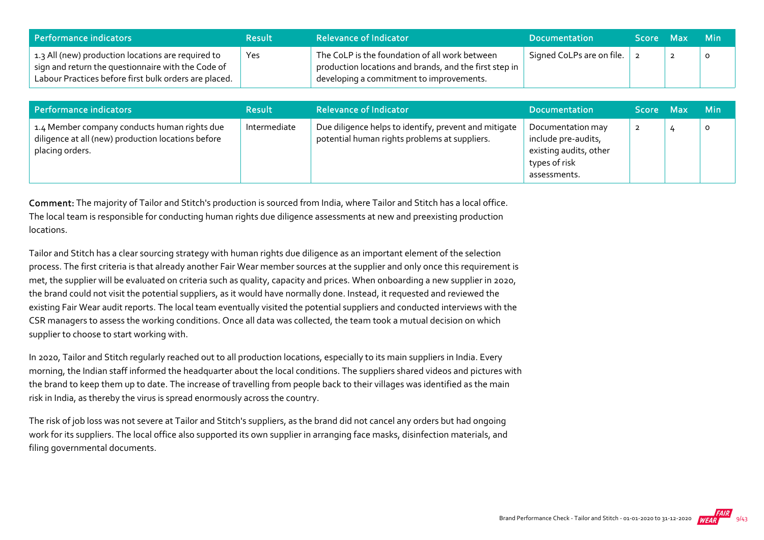| Performance indicators | Result | Relevance of Indicator | Documentation | Score | Max | Min |
| --- | --- | --- | --- | --- | --- | --- |
| 1.3 All (new) production locations are required to sign and return the questionnaire with the Code of Labour Practices before first bulk orders are placed. | Yes | The CoLP is the foundation of all work between production locations and brands, and the first step in developing a commitment to improvements. | Signed CoLPs are on file. | 2 | 2 | 0 |

| Performance indicators | Result | Relevance of Indicator | Documentation | Score | Max | Min |
| --- | --- | --- | --- | --- | --- | --- |
| 1.4 Member company conducts human rights due diligence at all (new) production locations before placing orders. | Intermediate | Due diligence helps to identify, prevent and mitigate potential human rights problems at suppliers. | Documentation may include pre-audits, existing audits, other types of risk assessments. | 2 | 4 | 0 |

**Comment:** The majority of Tailor and Stitch's production is sourced from India, where Tailor and Stitch has a local office. The local team is responsible for conducting human rights due diligence assessments at new and preexisting production locations.

Tailor and Stitch has a clear sourcing strategy with human rights due diligence as an important element of the selection process. The first criteria is that already another Fair Wear member sources at the supplier and only once this requirement is met, the supplier will be evaluated on criteria such as quality, capacity and prices. When onboarding a new supplier in 2020, the brand could not visit the potential suppliers, as it would have normally done. Instead, it requested and reviewed the existing Fair Wear audit reports. The local team eventually visited the potential suppliers and conducted interviews with the CSR managers to assess the working conditions. Once all data was collected, the team took a mutual decision on which supplier to choose to start working with.

In 2020, Tailor and Stitch regularly reached out to all production locations, especially to its main suppliers in India. Every morning, the Indian staff informed the headquarter about the local conditions. The suppliers shared videos and pictures with the brand to keep them up to date. The increase of travelling from people back to their villages was identified as the main risk in India, as thereby the virus is spread enormously across the country.

The risk of job loss was not severe at Tailor and Stitch's suppliers, as the brand did not cancel any orders but had ongoing work for its suppliers. The local office also supported its own supplier in arranging face masks, disinfection materials, and filing governmental documents.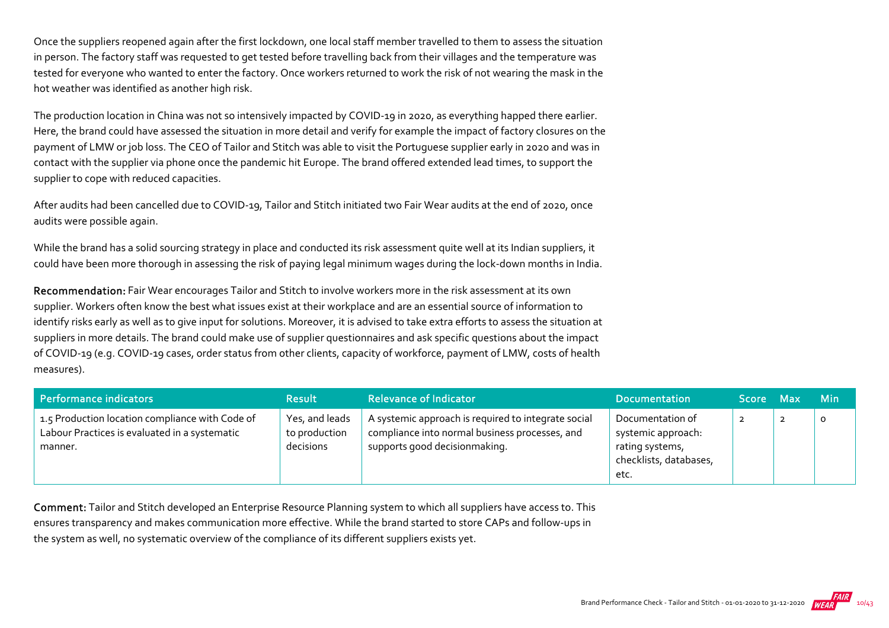Once the suppliers reopened again after the first lockdown, one local staff member travelled to them to assess the situation in person. The factory staff was requested to get tested before travelling back from their villages and the temperature was tested for everyone who wanted to enter the factory. Once workers returned to work the risk of not wearing the mask in the hot weather was identified as another high risk.

The production location in China was not so intensively impacted by COVID-19 in 2020, as everything happed there earlier. Here, the brand could have assessed the situation in more detail and verify for example the impact of factory closures on the payment of LMW or job loss. The CEO of Tailor and Stitch was able to visit the Portuguese supplier early in 2020 and was in contact with the supplier via phone once the pandemic hit Europe. The brand offered extended lead times, to support the supplier to cope with reduced capacities.

After audits had been cancelled due to COVID-19, Tailor and Stitch initiated two Fair Wear audits at the end of 2020, once audits were possible again.

While the brand has a solid sourcing strategy in place and conducted its risk assessment quite well at its Indian suppliers, it could have been more thorough in assessing the risk of paying legal minimum wages during the lock-down months in India.

**Recommendation:** Fair Wear encourages Tailor and Stitch to involve workers more in the risk assessment at its own supplier. Workers often know the best what issues exist at their workplace and are an essential source of information to identify risks early as well as to give input for solutions. Moreover, it is advised to take extra efforts to assess the situation at suppliers in more details. The brand could make use of supplier questionnaires and ask specific questions about the impact of COVID-19 (e.g. COVID-19 cases, order status from other clients, capacity of workforce, payment of LMW, costs of health measures).

| Performance indicators | Result | Relevance of Indicator | Documentation | Score | Max | Min |
|---|---|---|---|---|---|---|
| 1.5 Production location compliance with Code of Labour Practices is evaluated in a systematic manner. | Yes, and leads to production decisions | A systemic approach is required to integrate social compliance into normal business processes, and supports good decisionmaking. | Documentation of systemic approach: rating systems, checklists, databases, etc. | 2 | 2 | 0 |

**Comment:** Tailor and Stitch developed an Enterprise Resource Planning system to which all suppliers have access to. This ensures transparency and makes communication more effective. While the brand started to store CAPs and follow-ups in the system as well, no systematic overview of the compliance of its different suppliers exists yet.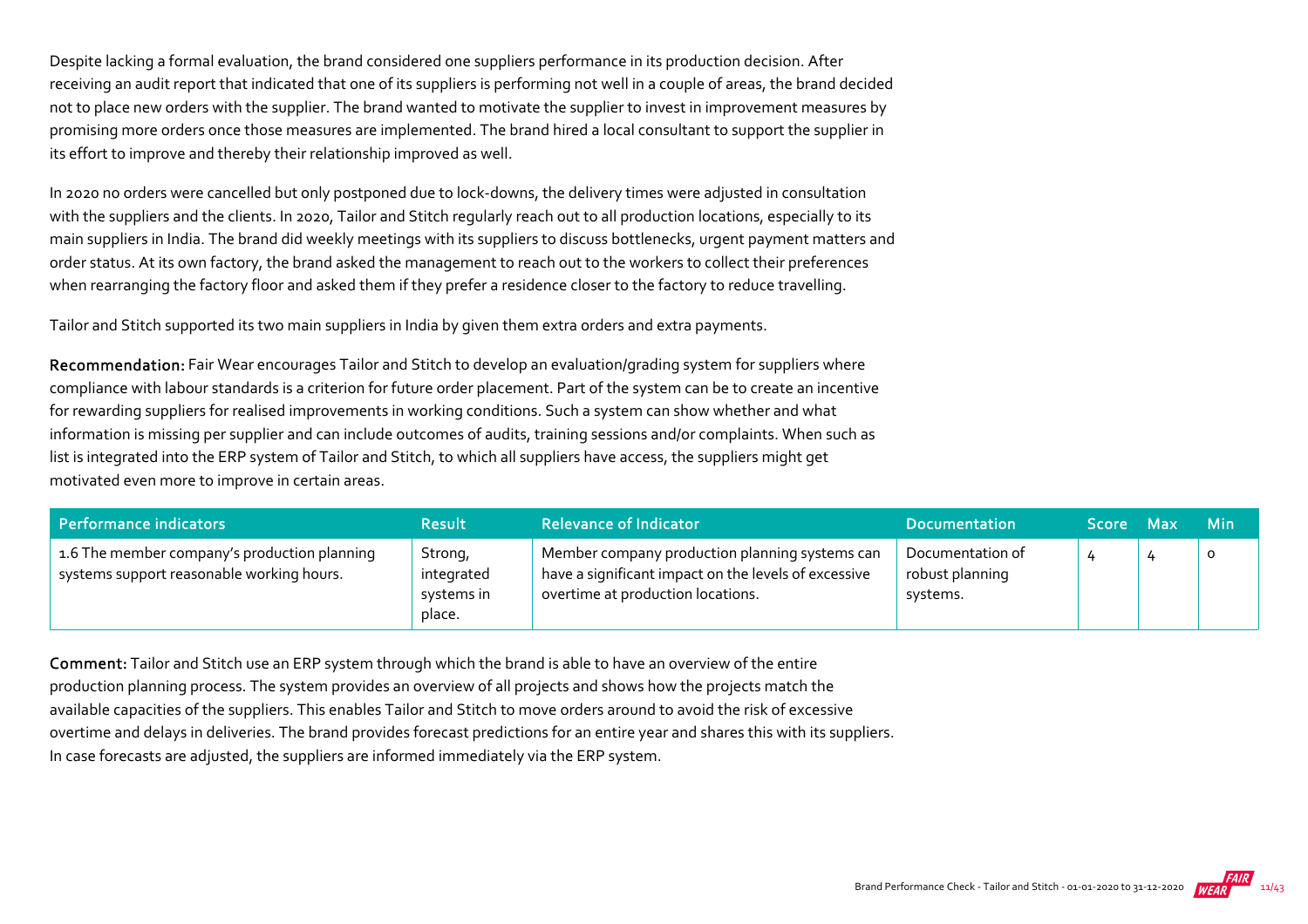Despite lacking a formal evaluation, the brand considered one suppliers performance in its production decision. After receiving an audit report that indicated that one of its suppliers is performing not well in a couple of areas, the brand decided not to place new orders with the supplier. The brand wanted to motivate the supplier to invest in improvement measures by promising more orders once those measures are implemented. The brand hired a local consultant to support the supplier in its effort to improve and thereby their relationship improved as well.

In 2020 no orders were cancelled but only postponed due to lock-downs, the delivery times were adjusted in consultation with the suppliers and the clients. In 2020, Tailor and Stitch regularly reach out to all production locations, especially to its main suppliers in India. The brand did weekly meetings with its suppliers to discuss bottlenecks, urgent payment matters and order status. At its own factory, the brand asked the management to reach out to the workers to collect their preferences when rearranging the factory floor and asked them if they prefer a residence closer to the factory to reduce travelling.

Tailor and Stitch supported its two main suppliers in India by given them extra orders and extra payments.

**Recommendation:** Fair Wear encourages Tailor and Stitch to develop an evaluation/grading system for suppliers where compliance with labour standards is a criterion for future order placement. Part of the system can be to create an incentive for rewarding suppliers for realised improvements in working conditions. Such a system can show whether and what information is missing per supplier and can include outcomes of audits, training sessions and/or complaints. When such as list is integrated into the ERP system of Tailor and Stitch, to which all suppliers have access, the suppliers might get motivated even more to improve in certain areas.

| Performance indicators | Result | Relevance of Indicator | Documentation | Score | Max | Min |
|---|---|---|---|---|---|---|
| 1.6 The member company's production planning systems support reasonable working hours. | Strong, integrated systems in place. | Member company production planning systems can have a significant impact on the levels of excessive overtime at production locations. | Documentation of robust planning systems. | 4 | 4 | 0 |

**Comment:** Tailor and Stitch use an ERP system through which the brand is able to have an overview of the entire production planning process. The system provides an overview of all projects and shows how the projects match the available capacities of the suppliers. This enables Tailor and Stitch to move orders around to avoid the risk of excessive overtime and delays in deliveries. The brand provides forecast predictions for an entire year and shares this with its suppliers. In case forecasts are adjusted, the suppliers are informed immediately via the ERP system.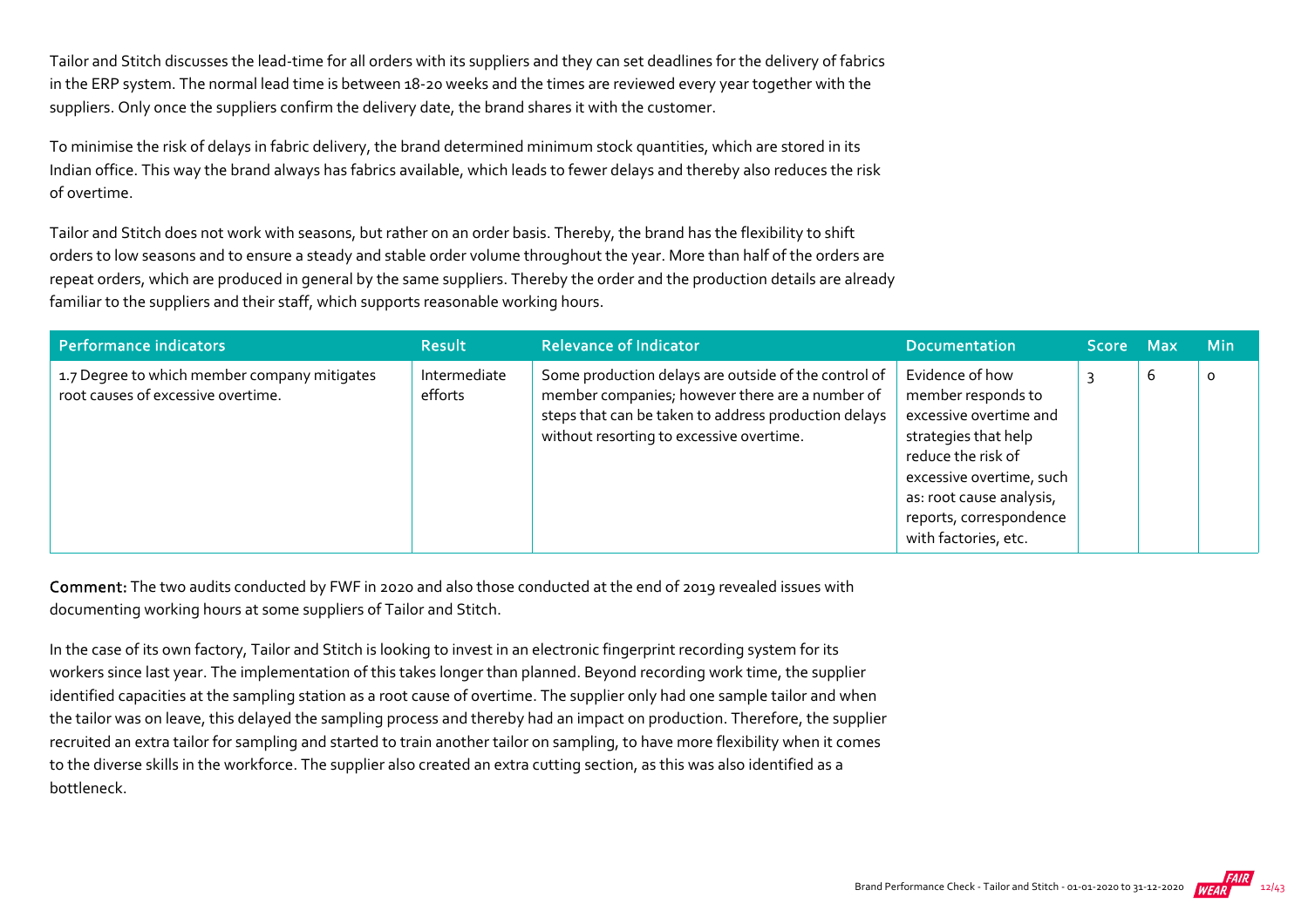Tailor and Stitch discusses the lead-time for all orders with its suppliers and they can set deadlines for the delivery of fabrics in the ERP system. The normal lead time is between 18-20 weeks and the times are reviewed every year together with the suppliers. Only once the suppliers confirm the delivery date, the brand shares it with the customer.

To minimise the risk of delays in fabric delivery, the brand determined minimum stock quantities, which are stored in its Indian office. This way the brand always has fabrics available, which leads to fewer delays and thereby also reduces the risk of overtime.

Tailor and Stitch does not work with seasons, but rather on an order basis. Thereby, the brand has the flexibility to shift orders to low seasons and to ensure a steady and stable order volume throughout the year. More than half of the orders are repeat orders, which are produced in general by the same suppliers. Thereby the order and the production details are already familiar to the suppliers and their staff, which supports reasonable working hours.

| Performance indicators | Result | Relevance of Indicator | Documentation | Score | Max | Min |
|---|---|---|---|---|---|---|
| 1.7 Degree to which member company mitigates root causes of excessive overtime. | Intermediate efforts | Some production delays are outside of the control of member companies; however there are a number of steps that can be taken to address production delays without resorting to excessive overtime. | Evidence of how member responds to excessive overtime and strategies that help reduce the risk of excessive overtime, such as: root cause analysis, reports, correspondence with factories, etc. | 3 | 6 | 0 |

**Comment:** The two audits conducted by FWF in 2020 and also those conducted at the end of 2019 revealed issues with documenting working hours at some suppliers of Tailor and Stitch.

In the case of its own factory, Tailor and Stitch is looking to invest in an electronic fingerprint recording system for its workers since last year. The implementation of this takes longer than planned. Beyond recording work time, the supplier identified capacities at the sampling station as a root cause of overtime. The supplier only had one sample tailor and when the tailor was on leave, this delayed the sampling process and thereby had an impact on production. Therefore, the supplier recruited an extra tailor for sampling and started to train another tailor on sampling, to have more flexibility when it comes to the diverse skills in the workforce. The supplier also created an extra cutting section, as this was also identified as a bottleneck.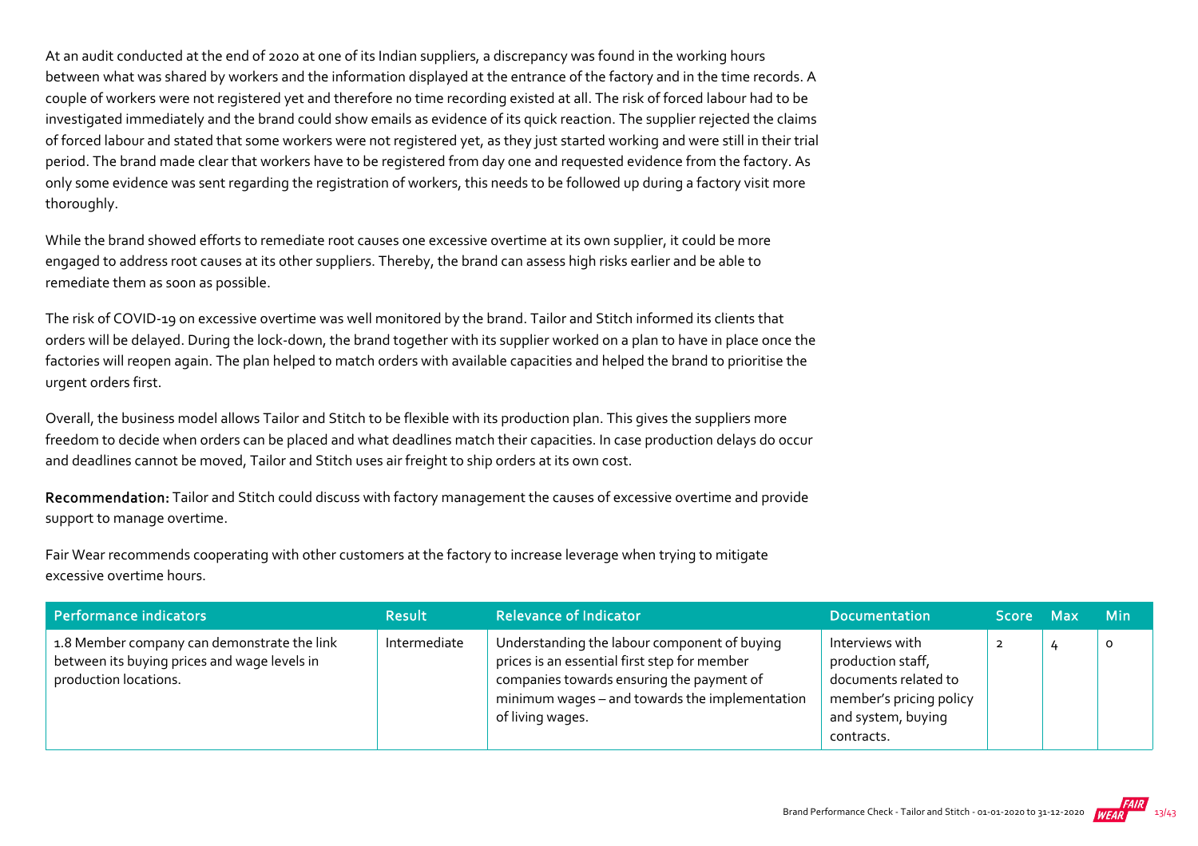At an audit conducted at the end of 2020 at one of its Indian suppliers, a discrepancy was found in the working hours between what was shared by workers and the information displayed at the entrance of the factory and in the time records. A couple of workers were not registered yet and therefore no time recording existed at all. The risk of forced labour had to be investigated immediately and the brand could show emails as evidence of its quick reaction. The supplier rejected the claims of forced labour and stated that some workers were not registered yet, as they just started working and were still in their trial period. The brand made clear that workers have to be registered from day one and requested evidence from the factory. As only some evidence was sent regarding the registration of workers, this needs to be followed up during a factory visit more thoroughly.

While the brand showed efforts to remediate root causes one excessive overtime at its own supplier, it could be more engaged to address root causes at its other suppliers. Thereby, the brand can assess high risks earlier and be able to remediate them as soon as possible.

The risk of COVID-19 on excessive overtime was well monitored by the brand. Tailor and Stitch informed its clients that orders will be delayed. During the lock-down, the brand together with its supplier worked on a plan to have in place once the factories will reopen again. The plan helped to match orders with available capacities and helped the brand to prioritise the urgent orders first.

Overall, the business model allows Tailor and Stitch to be flexible with its production plan. This gives the suppliers more freedom to decide when orders can be placed and what deadlines match their capacities. In case production delays do occur and deadlines cannot be moved, Tailor and Stitch uses air freight to ship orders at its own cost.

**Recommendation:** Tailor and Stitch could discuss with factory management the causes of excessive overtime and provide support to manage overtime.

Fair Wear recommends cooperating with other customers at the factory to increase leverage when trying to mitigate excessive overtime hours.

| Performance indicators | Result | Relevance of Indicator | Documentation | Score | Max | Min |
|---|---|---|---|---|---|---|
| 1.8 Member company can demonstrate the link between its buying prices and wage levels in production locations. | Intermediate | Understanding the labour component of buying prices is an essential first step for member companies towards ensuring the payment of minimum wages – and towards the implementation of living wages. | Interviews with production staff, documents related to member's pricing policy and system, buying contracts. | 2 | 4 | 0 |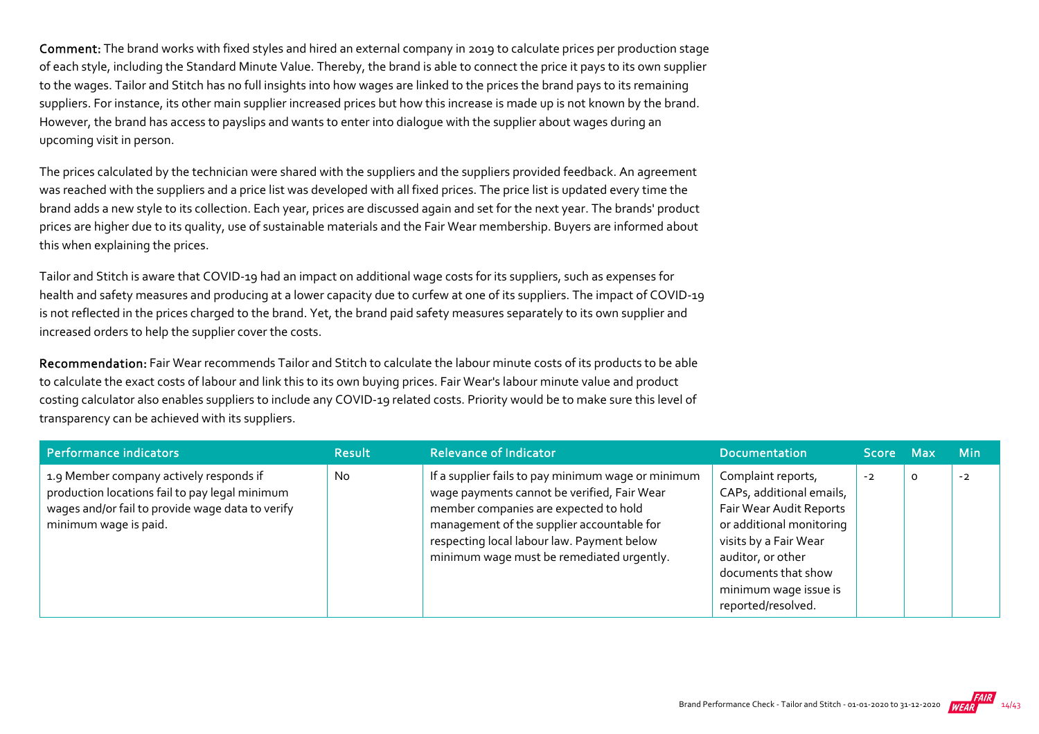**Comment:** The brand works with fixed styles and hired an external company in 2019 to calculate prices per production stage of each style, including the Standard Minute Value. Thereby, the brand is able to connect the price it pays to its own supplier to the wages. Tailor and Stitch has no full insights into how wages are linked to the prices the brand pays to its remaining suppliers. For instance, its other main supplier increased prices but how this increase is made up is not known by the brand. However, the brand has access to payslips and wants to enter into dialogue with the supplier about wages during an upcoming visit in person.

The prices calculated by the technician were shared with the suppliers and the suppliers provided feedback. An agreement was reached with the suppliers and a price list was developed with all fixed prices. The price list is updated every time the brand adds a new style to its collection. Each year, prices are discussed again and set for the next year. The brands' product prices are higher due to its quality, use of sustainable materials and the Fair Wear membership. Buyers are informed about this when explaining the prices.

Tailor and Stitch is aware that COVID-19 had an impact on additional wage costs for its suppliers, such as expenses for health and safety measures and producing at a lower capacity due to curfew at one of its suppliers. The impact of COVID-19 is not reflected in the prices charged to the brand. Yet, the brand paid safety measures separately to its own supplier and increased orders to help the supplier cover the costs.

**Recommendation:** Fair Wear recommends Tailor and Stitch to calculate the labour minute costs of its products to be able to calculate the exact costs of labour and link this to its own buying prices. Fair Wear's labour minute value and product costing calculator also enables suppliers to include any COVID-19 related costs. Priority would be to make sure this level of transparency can be achieved with its suppliers.

| Performance indicators | Result | Relevance of Indicator | Documentation | Score | Max | Min |
|---|---|---|---|---|---|---|
| 1.9 Member company actively responds if production locations fail to pay legal minimum wages and/or fail to provide wage data to verify minimum wage is paid. | No | If a supplier fails to pay minimum wage or minimum wage payments cannot be verified, Fair Wear member companies are expected to hold management of the supplier accountable for respecting local labour law. Payment below minimum wage must be remediated urgently. | Complaint reports, CAPs, additional emails, Fair Wear Audit Reports or additional monitoring visits by a Fair Wear auditor, or other documents that show minimum wage issue is reported/resolved. | -2 | 0 | -2 |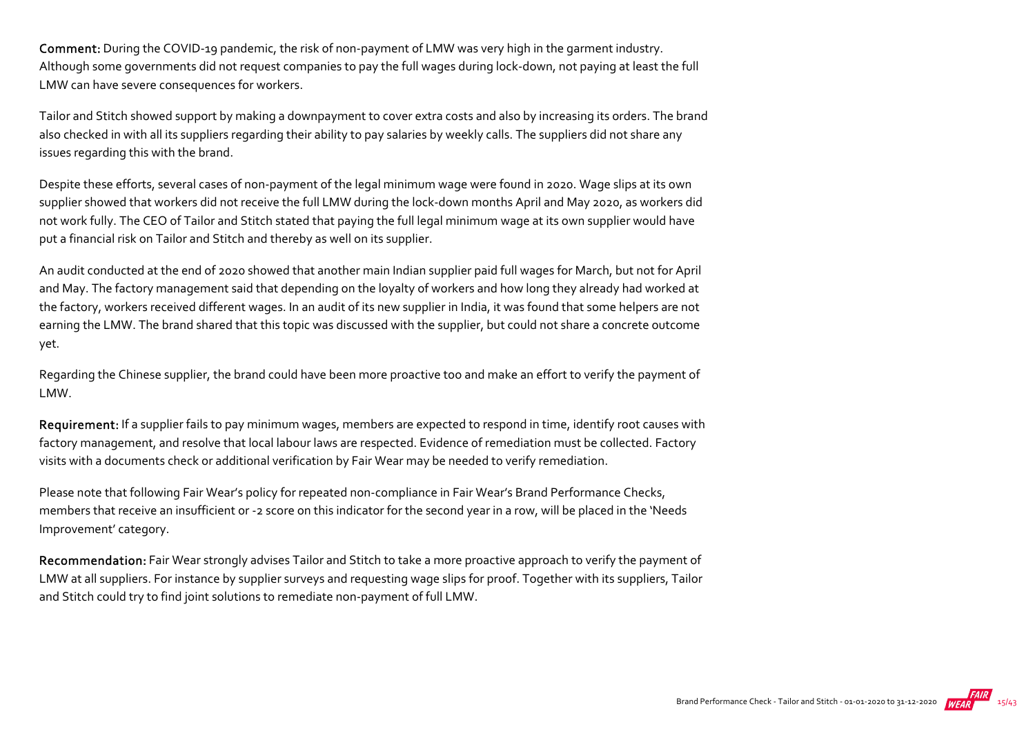**Comment:** During the COVID-19 pandemic, the risk of non-payment of LMW was very high in the garment industry. Although some governments did not request companies to pay the full wages during lock-down, not paying at least the full LMW can have severe consequences for workers.

Tailor and Stitch showed support by making a downpayment to cover extra costs and also by increasing its orders. The brand also checked in with all its suppliers regarding their ability to pay salaries by weekly calls. The suppliers did not share any issues regarding this with the brand.

Despite these efforts, several cases of non-payment of the legal minimum wage were found in 2020. Wage slips at its own supplier showed that workers did not receive the full LMW during the lock-down months April and May 2020, as workers did not work fully. The CEO of Tailor and Stitch stated that paying the full legal minimum wage at its own supplier would have put a financial risk on Tailor and Stitch and thereby as well on its supplier.

An audit conducted at the end of 2020 showed that another main Indian supplier paid full wages for March, but not for April and May. The factory management said that depending on the loyalty of workers and how long they already had worked at the factory, workers received different wages. In an audit of its new supplier in India, it was found that some helpers are not earning the LMW. The brand shared that this topic was discussed with the supplier, but could not share a concrete outcome yet.

Regarding the Chinese supplier, the brand could have been more proactive too and make an effort to verify the payment of LMW.

**Requirement:** If a supplier fails to pay minimum wages, members are expected to respond in time, identify root causes with factory management, and resolve that local labour laws are respected. Evidence of remediation must be collected. Factory visits with a documents check or additional verification by Fair Wear may be needed to verify remediation.

Please note that following Fair Wear's policy for repeated non-compliance in Fair Wear's Brand Performance Checks, members that receive an insufficient or -2 score on this indicator for the second year in a row, will be placed in the 'Needs Improvement' category.

**Recommendation:** Fair Wear strongly advises Tailor and Stitch to take a more proactive approach to verify the payment of LMW at all suppliers. For instance by supplier surveys and requesting wage slips for proof. Together with its suppliers, Tailor and Stitch could try to find joint solutions to remediate non-payment of full LMW.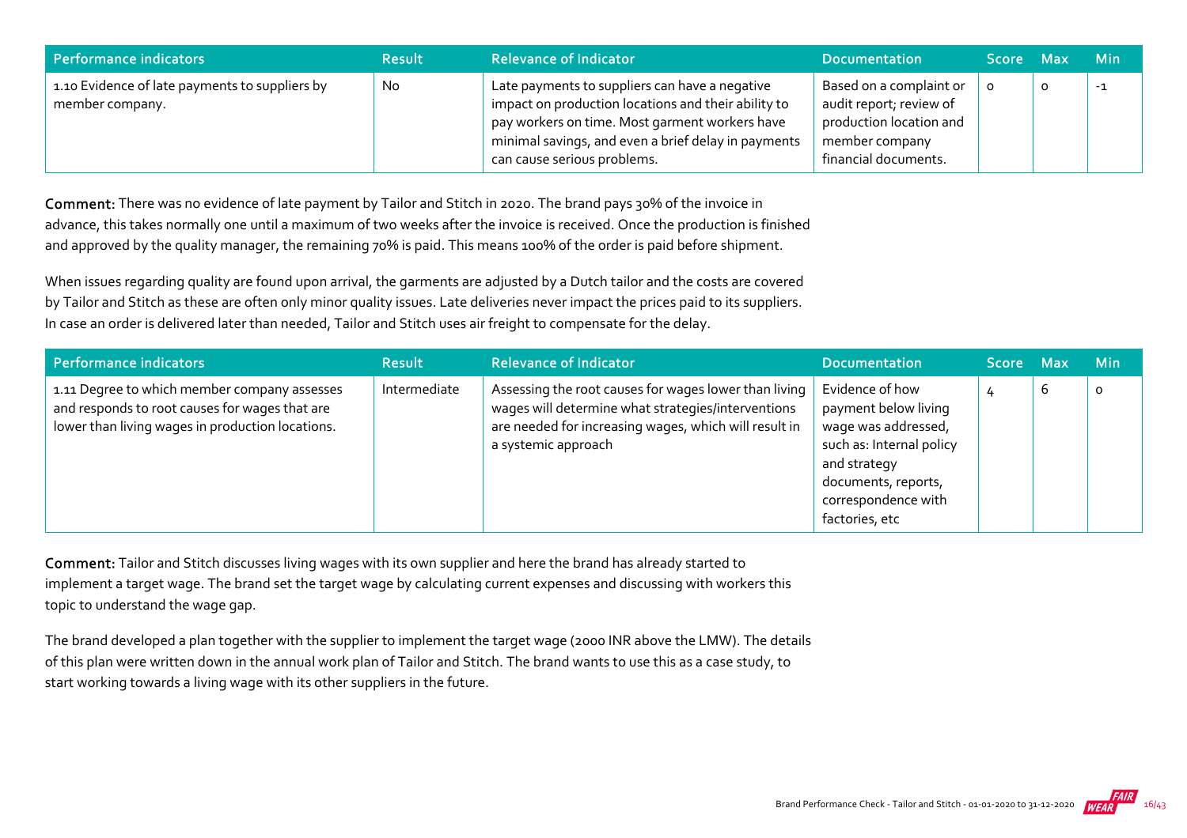| Performance indicators | Result | Relevance of Indicator | Documentation | Score | Max | Min |
|---|---|---|---|---|---|---|
| 1.10 Evidence of late payments to suppliers by member company. | No | Late payments to suppliers can have a negative impact on production locations and their ability to pay workers on time. Most garment workers have minimal savings, and even a brief delay in payments can cause serious problems. | Based on a complaint or audit report; review of production location and member company financial documents. | 0 | 0 | -1 |

**Comment:** There was no evidence of late payment by Tailor and Stitch in 2020. The brand pays 30% of the invoice in advance, this takes normally one until a maximum of two weeks after the invoice is received. Once the production is finished and approved by the quality manager, the remaining 70% is paid. This means 100% of the order is paid before shipment.

When issues regarding quality are found upon arrival, the garments are adjusted by a Dutch tailor and the costs are covered by Tailor and Stitch as these are often only minor quality issues. Late deliveries never impact the prices paid to its suppliers. In case an order is delivered later than needed, Tailor and Stitch uses air freight to compensate for the delay.

| Performance indicators | Result | Relevance of Indicator | Documentation | Score | Max | Min |
|---|---|---|---|---|---|---|
| 1.11 Degree to which member company assesses and responds to root causes for wages that are lower than living wages in production locations. | Intermediate | Assessing the root causes for wages lower than living wages will determine what strategies/interventions are needed for increasing wages, which will result in a systemic approach | Evidence of how payment below living wage was addressed, such as: Internal policy and strategy documents, reports, correspondence with factories, etc | 4 | 6 | 0 |

**Comment:** Tailor and Stitch discusses living wages with its own supplier and here the brand has already started to implement a target wage. The brand set the target wage by calculating current expenses and discussing with workers this topic to understand the wage gap.

The brand developed a plan together with the supplier to implement the target wage (2000 INR above the LMW). The details of this plan were written down in the annual work plan of Tailor and Stitch. The brand wants to use this as a case study, to start working towards a living wage with its other suppliers in the future.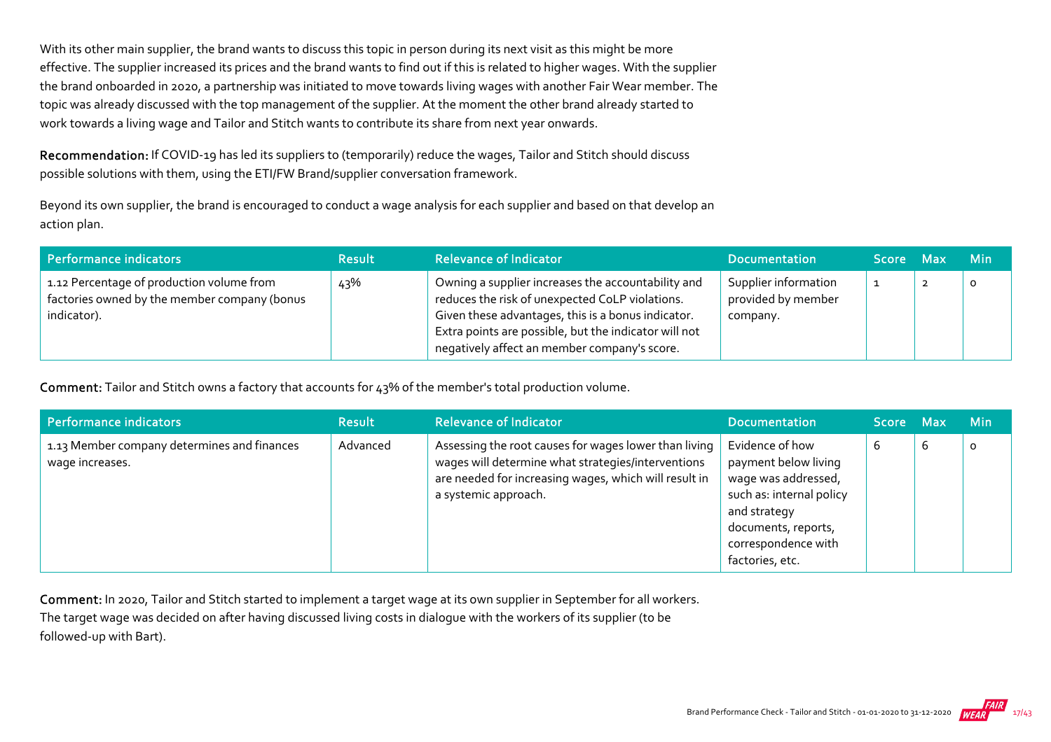With its other main supplier, the brand wants to discuss this topic in person during its next visit as this might be more effective. The supplier increased its prices and the brand wants to find out if this is related to higher wages. With the supplier the brand onboarded in 2020, a partnership was initiated to move towards living wages with another Fair Wear member. The topic was already discussed with the top management of the supplier. At the moment the other brand already started to work towards a living wage and Tailor and Stitch wants to contribute its share from next year onwards.

**Recommendation:** If COVID-19 has led its suppliers to (temporarily) reduce the wages, Tailor and Stitch should discuss possible solutions with them, using the ETI/FW Brand/supplier conversation framework.

Beyond its own supplier, the brand is encouraged to conduct a wage analysis for each supplier and based on that develop an action plan.

| Performance indicators | Result | Relevance of Indicator | Documentation | Score | Max | Min |
|---|---|---|---|---|---|---|
| 1.12 Percentage of production volume from factories owned by the member company (bonus indicator). | 43% | Owning a supplier increases the accountability and reduces the risk of unexpected CoLP violations. Given these advantages, this is a bonus indicator. Extra points are possible, but the indicator will not negatively affect an member company's score. | Supplier information provided by member company. | 1 | 2 | 0 |

**Comment:** Tailor and Stitch owns a factory that accounts for 43% of the member's total production volume.

| Performance indicators | Result | Relevance of Indicator | Documentation | Score | Max | Min |
|---|---|---|---|---|---|---|
| 1.13 Member company determines and finances wage increases. | Advanced | Assessing the root causes for wages lower than living wages will determine what strategies/interventions are needed for increasing wages, which will result in a systemic approach. | Evidence of how payment below living wage was addressed, such as: internal policy and strategy documents, reports, correspondence with factories, etc. | 6 | 6 | 0 |

**Comment:** In 2020, Tailor and Stitch started to implement a target wage at its own supplier in September for all workers. The target wage was decided on after having discussed living costs in dialogue with the workers of its supplier (to be followed-up with Bart).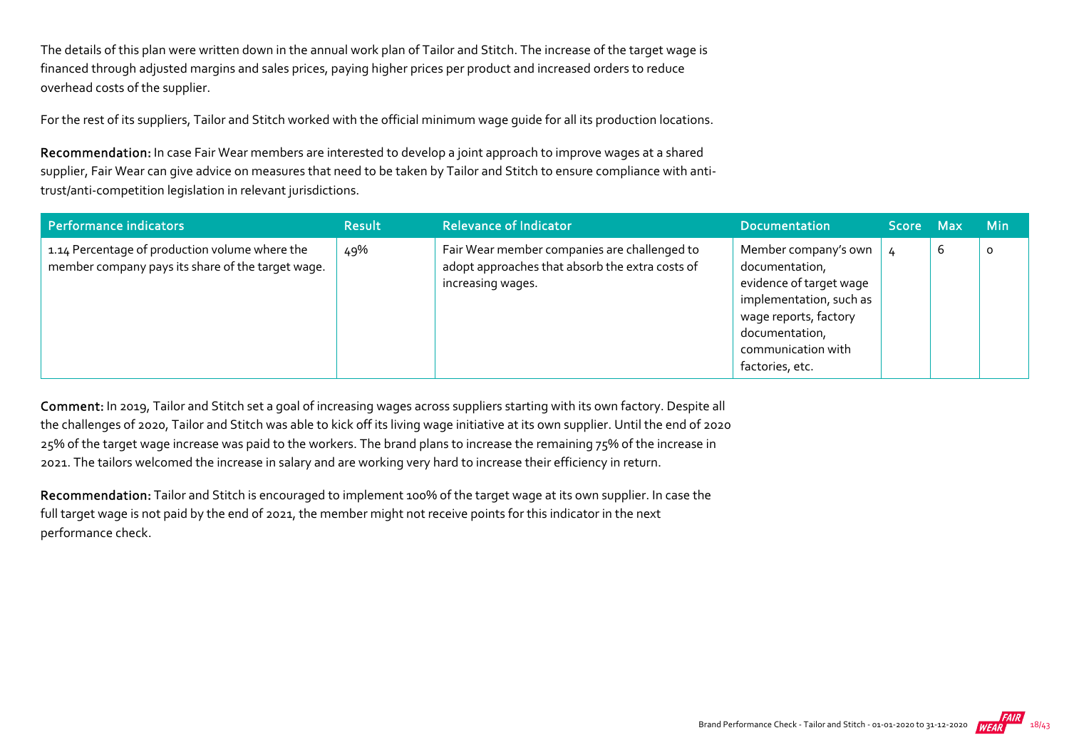The details of this plan were written down in the annual work plan of Tailor and Stitch. The increase of the target wage is financed through adjusted margins and sales prices, paying higher prices per product and increased orders to reduce overhead costs of the supplier.

For the rest of its suppliers, Tailor and Stitch worked with the official minimum wage guide for all its production locations.

**Recommendation:** In case Fair Wear members are interested to develop a joint approach to improve wages at a shared supplier, Fair Wear can give advice on measures that need to be taken by Tailor and Stitch to ensure compliance with anti-trust/anti-competition legislation in relevant jurisdictions.

| Performance indicators | Result | Relevance of Indicator | Documentation | Score | Max | Min |
|---|---|---|---|---|---|---|
| 1.14 Percentage of production volume where the member company pays its share of the target wage. | 49% | Fair Wear member companies are challenged to adopt approaches that absorb the extra costs of increasing wages. | Member company's own documentation, evidence of target wage implementation, such as wage reports, factory documentation, communication with factories, etc. | 4 | 6 | 0 |

**Comment:** In 2019, Tailor and Stitch set a goal of increasing wages across suppliers starting with its own factory. Despite all the challenges of 2020, Tailor and Stitch was able to kick off its living wage initiative at its own supplier. Until the end of 2020 25% of the target wage increase was paid to the workers. The brand plans to increase the remaining 75% of the increase in 2021. The tailors welcomed the increase in salary and are working very hard to increase their efficiency in return.

**Recommendation:** Tailor and Stitch is encouraged to implement 100% of the target wage at its own supplier. In case the full target wage is not paid by the end of 2021, the member might not receive points for this indicator in the next performance check.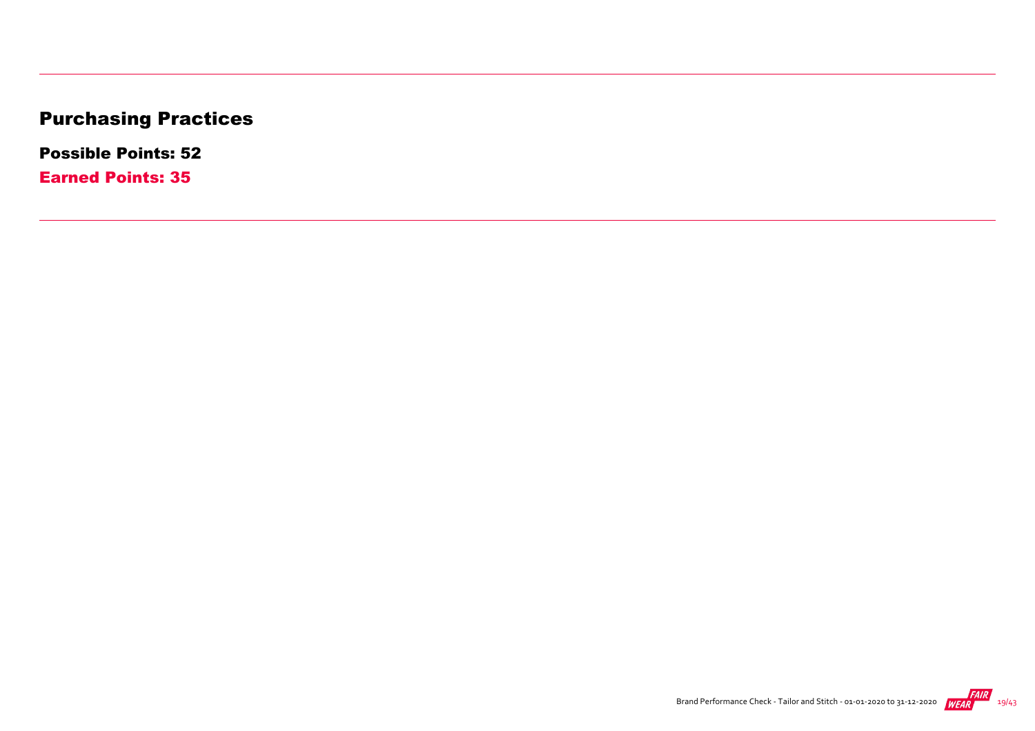# Purchasing Practices

**Possible Points: 52**

**Earned Points: 35**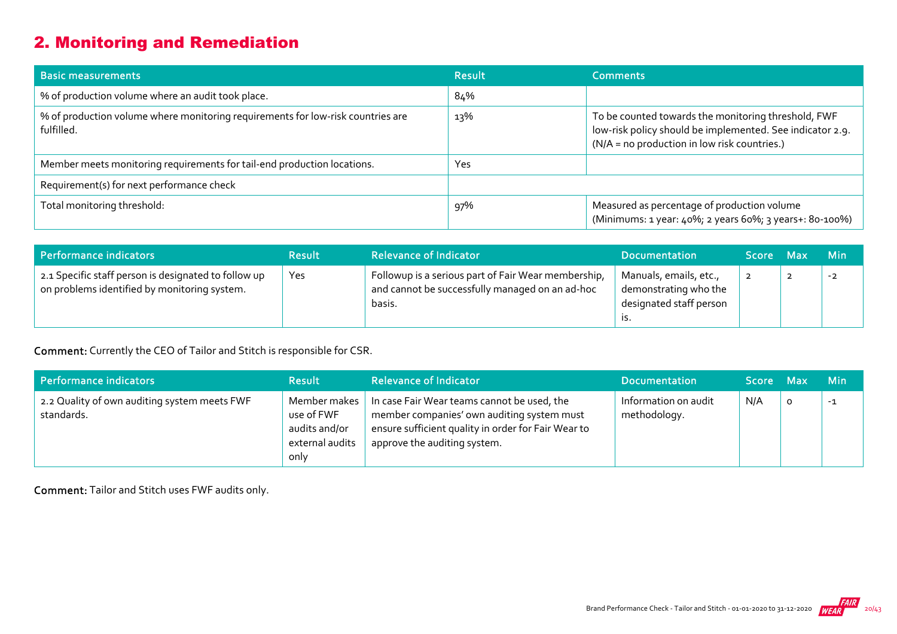## 2. Monitoring and Remediation

| Basic measurements | Result | Comments |
|---|---|---|
| % of production volume where an audit took place. | 84% | |
| % of production volume where monitoring requirements for low-risk countries are fulfilled. | 13% | To be counted towards the monitoring threshold, FWF low-risk policy should be implemented. See indicator 2.9. (N/A = no production in low risk countries.) |
| Member meets monitoring requirements for tail-end production locations. | Yes | |
| Requirement(s) for next performance check | | |
| Total monitoring threshold: | 97% | Measured as percentage of production volume (Minimums: 1 year: 40%; 2 years 60%; 3 years+: 80-100%) |

| Performance indicators | Result | Relevance of Indicator | Documentation | Score | Max | Min |
|---|---|---|---|---|---|---|
| 2.1 Specific staff person is designated to follow up on problems identified by monitoring system. | Yes | Followup is a serious part of Fair Wear membership, and cannot be successfully managed on an ad-hoc basis. | Manuals, emails, etc., demonstrating who the designated staff person is. | 2 | 2 | -2 |

**Comment:** Currently the CEO of Tailor and Stitch is responsible for CSR.

| Performance indicators | Result | Relevance of Indicator | Documentation | Score | Max | Min |
|---|---|---|---|---|---|---|
| 2.2 Quality of own auditing system meets FWF standards. | Member makes use of FWF audits and/or external audits only | In case Fair Wear teams cannot be used, the member companies' own auditing system must ensure sufficient quality in order for Fair Wear to approve the auditing system. | Information on audit methodology. | N/A | 0 | -1 |

**Comment:** Tailor and Stitch uses FWF audits only.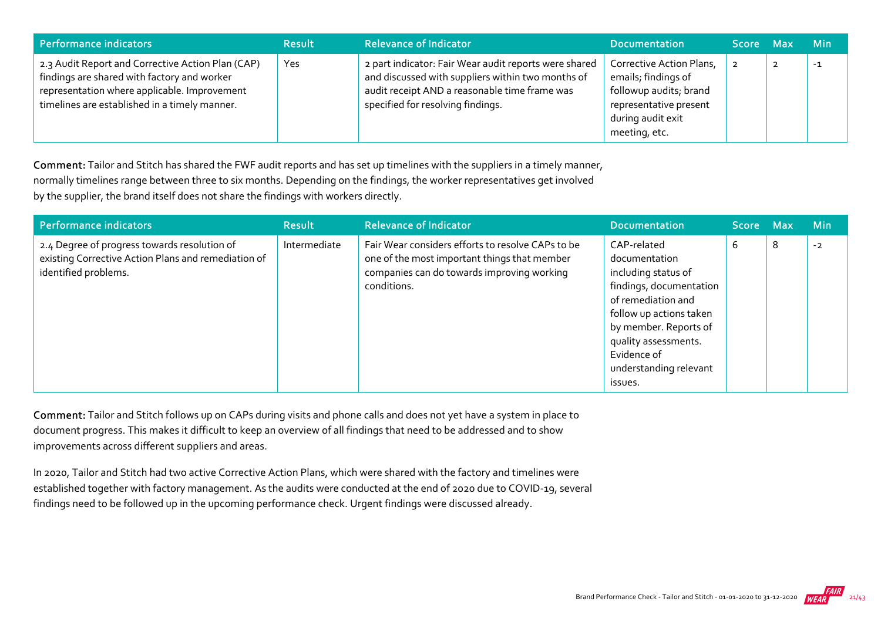| Performance indicators | Result | Relevance of Indicator | Documentation | Score | Max | Min |
|---|---|---|---|---|---|---|
| 2.3 Audit Report and Corrective Action Plan (CAP) findings are shared with factory and worker representation where applicable. Improvement timelines are established in a timely manner. | Yes | 2 part indicator: Fair Wear audit reports were shared and discussed with suppliers within two months of audit receipt AND a reasonable time frame was specified for resolving findings. | Corrective Action Plans, emails; findings of followup audits; brand representative present during audit exit meeting, etc. | 2 | 2 | -1 |

**Comment:** Tailor and Stitch has shared the FWF audit reports and has set up timelines with the suppliers in a timely manner, normally timelines range between three to six months. Depending on the findings, the worker representatives get involved by the supplier, the brand itself does not share the findings with workers directly.

| Performance indicators | Result | Relevance of Indicator | Documentation | Score | Max | Min |
|---|---|---|---|---|---|---|
| 2.4 Degree of progress towards resolution of existing Corrective Action Plans and remediation of identified problems. | Intermediate | Fair Wear considers efforts to resolve CAPs to be one of the most important things that member companies can do towards improving working conditions. | CAP-related documentation including status of findings, documentation of remediation and follow up actions taken by member. Reports of quality assessments. Evidence of understanding relevant issues. | 6 | 8 | -2 |

**Comment:** Tailor and Stitch follows up on CAPs during visits and phone calls and does not yet have a system in place to document progress. This makes it difficult to keep an overview of all findings that need to be addressed and to show improvements across different suppliers and areas.

In 2020, Tailor and Stitch had two active Corrective Action Plans, which were shared with the factory and timelines were established together with factory management. As the audits were conducted at the end of 2020 due to COVID-19, several findings need to be followed up in the upcoming performance check. Urgent findings were discussed already.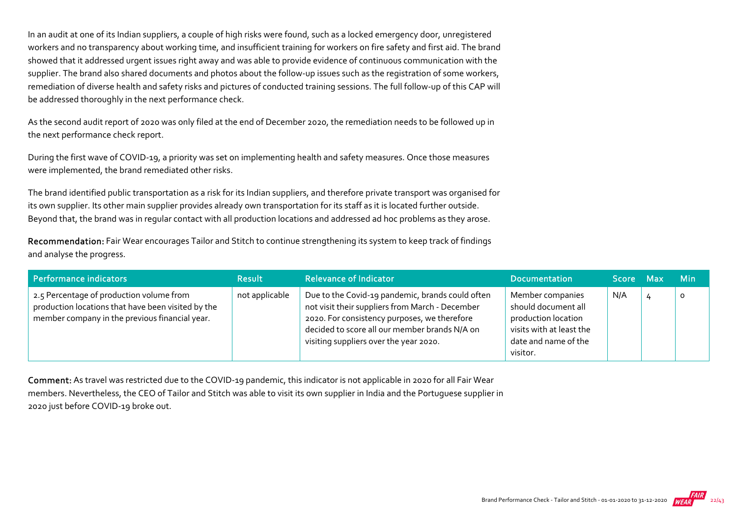In an audit at one of its Indian suppliers, a couple of high risks were found, such as a locked emergency door, unregistered workers and no transparency about working time, and insufficient training for workers on fire safety and first aid. The brand showed that it addressed urgent issues right away and was able to provide evidence of continuous communication with the supplier. The brand also shared documents and photos about the follow-up issues such as the registration of some workers, remediation of diverse health and safety risks and pictures of conducted training sessions. The full follow-up of this CAP will be addressed thoroughly in the next performance check.

As the second audit report of 2020 was only filed at the end of December 2020, the remediation needs to be followed up in the next performance check report.

During the first wave of COVID-19, a priority was set on implementing health and safety measures. Once those measures were implemented, the brand remediated other risks.

The brand identified public transportation as a risk for its Indian suppliers, and therefore private transport was organised for its own supplier. Its other main supplier provides already own transportation for its staff as it is located further outside. Beyond that, the brand was in regular contact with all production locations and addressed ad hoc problems as they arose.

**Recommendation:** Fair Wear encourages Tailor and Stitch to continue strengthening its system to keep track of findings and analyse the progress.

| Performance indicators | Result | Relevance of Indicator | Documentation | Score | Max | Min |
|---|---|---|---|---|---|---|
| 2.5 Percentage of production volume from production locations that have been visited by the member company in the previous financial year. | not applicable | Due to the Covid-19 pandemic, brands could often not visit their suppliers from March - December 2020. For consistency purposes, we therefore decided to score all our member brands N/A on visiting suppliers over the year 2020. | Member companies should document all production location visits with at least the date and name of the visitor. | N/A | 4 | 0 |

**Comment:** As travel was restricted due to the COVID-19 pandemic, this indicator is not applicable in 2020 for all Fair Wear members. Nevertheless, the CEO of Tailor and Stitch was able to visit its own supplier in India and the Portuguese supplier in 2020 just before COVID-19 broke out.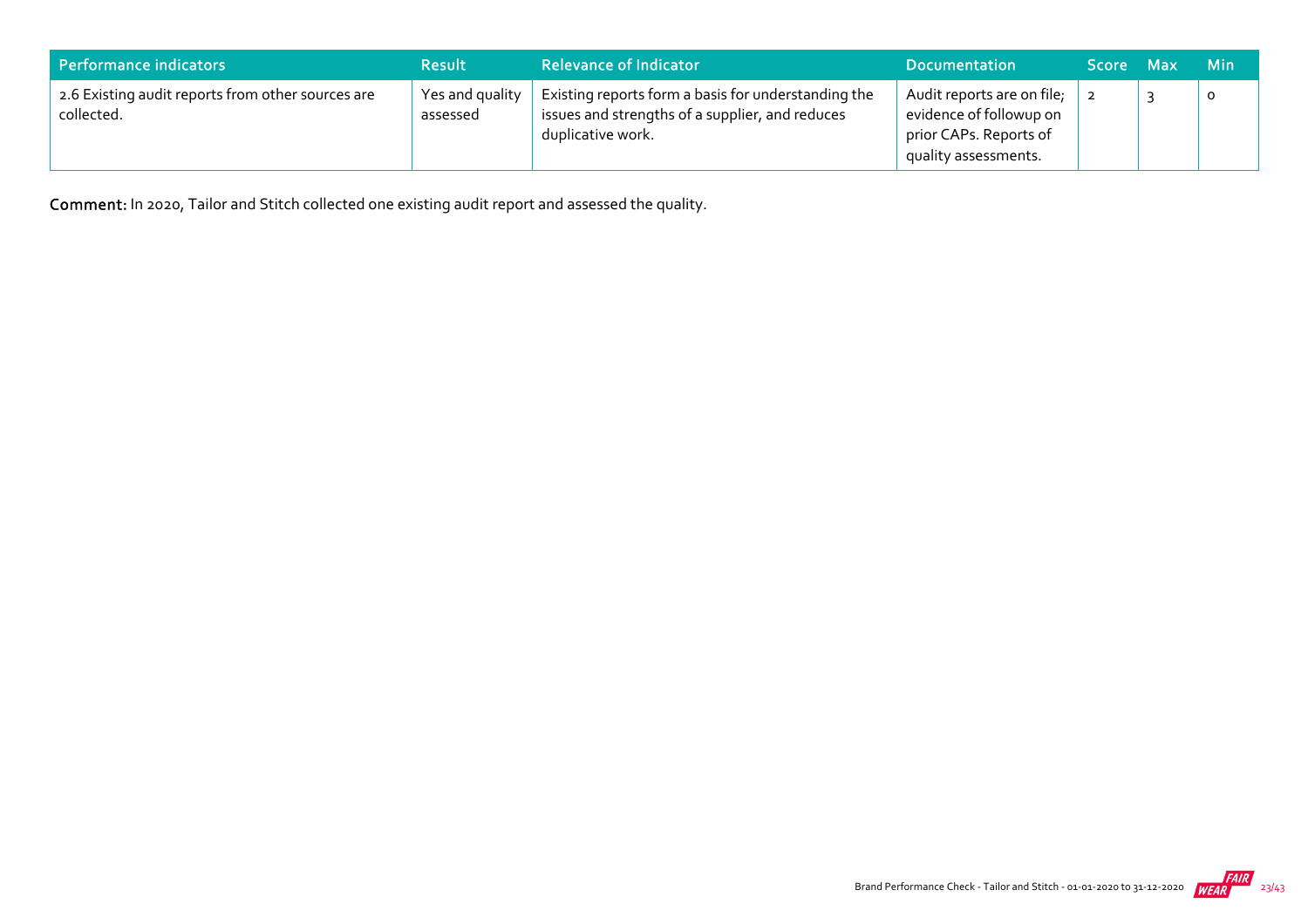| Performance indicators | Result | Relevance of Indicator | Documentation | Score | Max | Min |
|---|---|---|---|---|---|---|
| 2.6 Existing audit reports from other sources are collected. | Yes and quality assessed | Existing reports form a basis for understanding the issues and strengths of a supplier, and reduces duplicative work. | Audit reports are on file; evidence of followup on prior CAPs. Reports of quality assessments. | 2 | 3 | 0 |

**Comment:** In 2020, Tailor and Stitch collected one existing audit report and assessed the quality.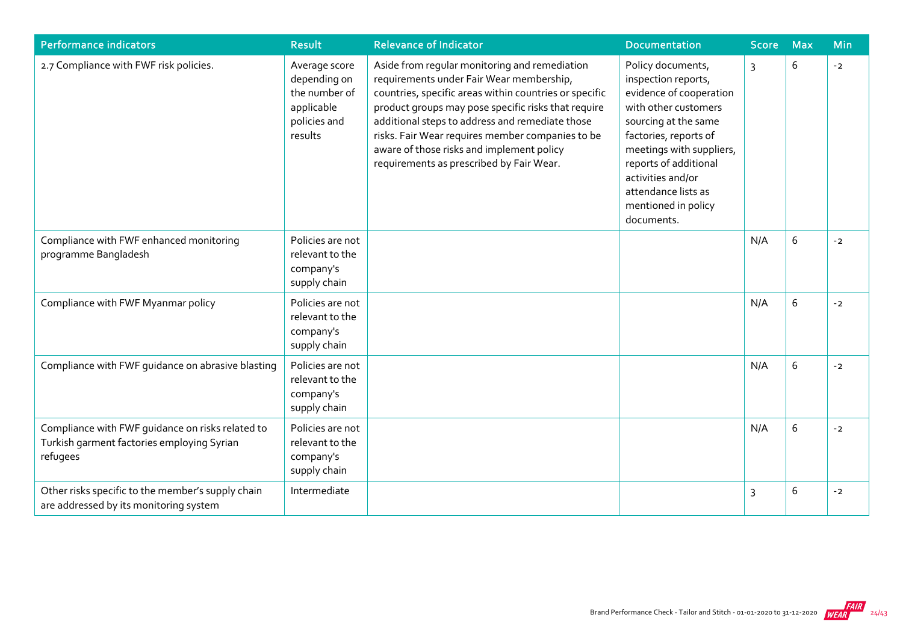| Performance indicators | Result | Relevance of Indicator | Documentation | Score | Max | Min |
|---|---|---|---|---|---|---|
| 2.7 Compliance with FWF risk policies. | Average score depending on the number of applicable policies and results | Aside from regular monitoring and remediation requirements under Fair Wear membership, countries, specific areas within countries or specific product groups may pose specific risks that require additional steps to address and remediate those risks. Fair Wear requires member companies to be aware of those risks and implement policy requirements as prescribed by Fair Wear. | Policy documents, inspection reports, evidence of cooperation with other customers sourcing at the same factories, reports of meetings with suppliers, reports of additional activities and/or attendance lists as mentioned in policy documents. | 3 | 6 | -2 |
| Compliance with FWF enhanced monitoring programme Bangladesh | Policies are not relevant to the company's supply chain | | | N/A | 6 | -2 |
| Compliance with FWF Myanmar policy | Policies are not relevant to the company's supply chain | | | N/A | 6 | -2 |
| Compliance with FWF guidance on abrasive blasting | Policies are not relevant to the company's supply chain | | | N/A | 6 | -2 |
| Compliance with FWF guidance on risks related to Turkish garment factories employing Syrian refugees | Policies are not relevant to the company's supply chain | | | N/A | 6 | -2 |
| Other risks specific to the member's supply chain are addressed by its monitoring system | Intermediate | | | 3 | 6 | -2 |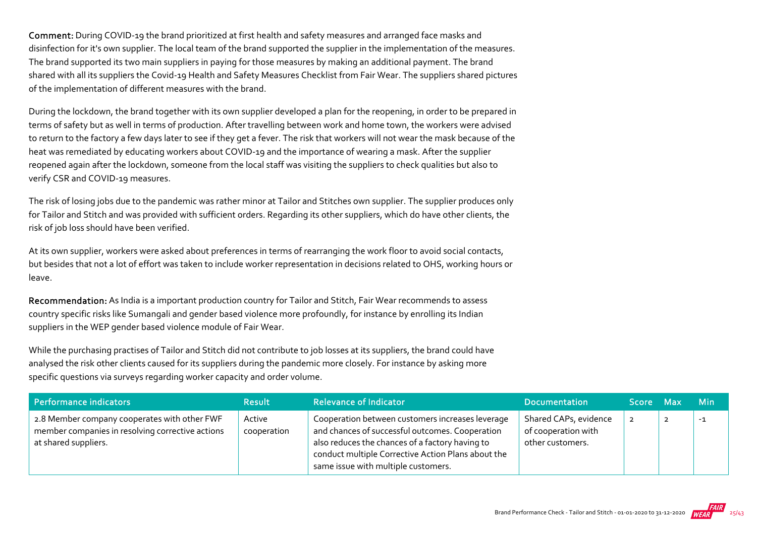**Comment:** During COVID-19 the brand prioritized at first health and safety measures and arranged face masks and disinfection for it's own supplier. The local team of the brand supported the supplier in the implementation of the measures. The brand supported its two main suppliers in paying for those measures by making an additional payment. The brand shared with all its suppliers the Covid-19 Health and Safety Measures Checklist from Fair Wear. The suppliers shared pictures of the implementation of different measures with the brand.

During the lockdown, the brand together with its own supplier developed a plan for the reopening, in order to be prepared in terms of safety but as well in terms of production. After travelling between work and home town, the workers were advised to return to the factory a few days later to see if they get a fever. The risk that workers will not wear the mask because of the heat was remediated by educating workers about COVID-19 and the importance of wearing a mask. After the supplier reopened again after the lockdown, someone from the local staff was visiting the suppliers to check qualities but also to verify CSR and COVID-19 measures.

The risk of losing jobs due to the pandemic was rather minor at Tailor and Stitches own supplier. The supplier produces only for Tailor and Stitch and was provided with sufficient orders. Regarding its other suppliers, which do have other clients, the risk of job loss should have been verified.

At its own supplier, workers were asked about preferences in terms of rearranging the work floor to avoid social contacts, but besides that not a lot of effort was taken to include worker representation in decisions related to OHS, working hours or leave.

**Recommendation:** As India is a important production country for Tailor and Stitch, Fair Wear recommends to assess country specific risks like Sumangali and gender based violence more profoundly, for instance by enrolling its Indian suppliers in the WEP gender based violence module of Fair Wear.

While the purchasing practises of Tailor and Stitch did not contribute to job losses at its suppliers, the brand could have analysed the risk other clients caused for its suppliers during the pandemic more closely. For instance by asking more specific questions via surveys regarding worker capacity and order volume.

| Performance indicators | Result | Relevance of Indicator | Documentation | Score | Max | Min |
|---|---|---|---|---|---|---|
| 2.8 Member company cooperates with other FWF member companies in resolving corrective actions at shared suppliers. | Active cooperation | Cooperation between customers increases leverage and chances of successful outcomes. Cooperation also reduces the chances of a factory having to conduct multiple Corrective Action Plans about the same issue with multiple customers. | Shared CAPs, evidence of cooperation with other customers. | 2 | 2 | -1 |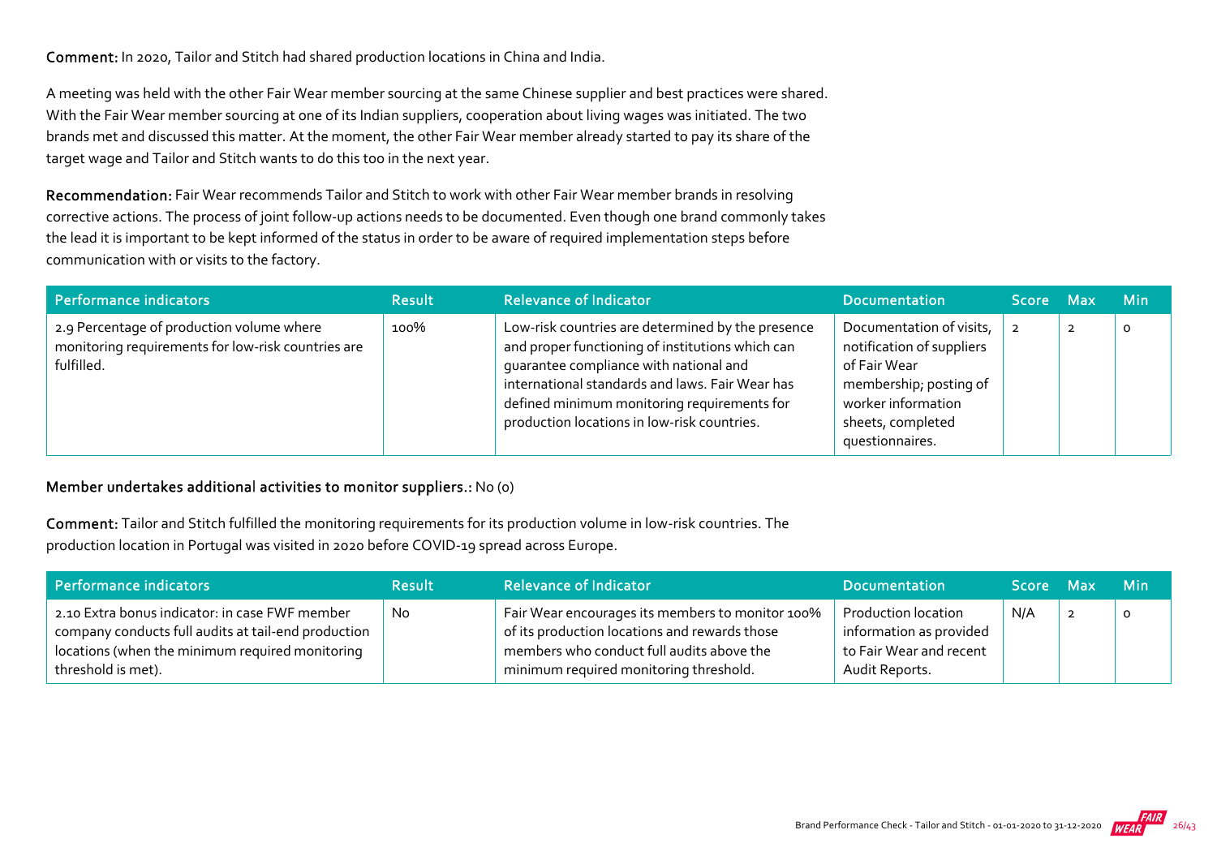**Comment:** In 2020, Tailor and Stitch had shared production locations in China and India.

A meeting was held with the other Fair Wear member sourcing at the same Chinese supplier and best practices were shared. With the Fair Wear member sourcing at one of its Indian suppliers, cooperation about living wages was initiated. The two brands met and discussed this matter. At the moment, the other Fair Wear member already started to pay its share of the target wage and Tailor and Stitch wants to do this too in the next year.

**Recommendation:** Fair Wear recommends Tailor and Stitch to work with other Fair Wear member brands in resolving corrective actions. The process of joint follow-up actions needs to be documented. Even though one brand commonly takes the lead it is important to be kept informed of the status in order to be aware of required implementation steps before communication with or visits to the factory.

| Performance indicators | Result | Relevance of Indicator | Documentation | Score | Max | Min |
|---|---|---|---|---|---|---|
| 2.9 Percentage of production volume where monitoring requirements for low-risk countries are fulfilled. | 100% | Low-risk countries are determined by the presence and proper functioning of institutions which can guarantee compliance with national and international standards and laws. Fair Wear has defined minimum monitoring requirements for production locations in low-risk countries. | Documentation of visits, notification of suppliers of Fair Wear membership; posting of worker information sheets, completed questionnaires. | 2 | 2 | 0 |

**Member undertakes additional activities to monitor suppliers.:** No (0)

**Comment:** Tailor and Stitch fulfilled the monitoring requirements for its production volume in low-risk countries. The production location in Portugal was visited in 2020 before COVID-19 spread across Europe.

| Performance indicators | Result | Relevance of Indicator | Documentation | Score | Max | Min |
|---|---|---|---|---|---|---|
| 2.10 Extra bonus indicator: in case FWF member company conducts full audits at tail-end production locations (when the minimum required monitoring threshold is met). | No | Fair Wear encourages its members to monitor 100% of its production locations and rewards those members who conduct full audits above the minimum required monitoring threshold. | Production location information as provided to Fair Wear and recent Audit Reports. | N/A | 2 | 0 |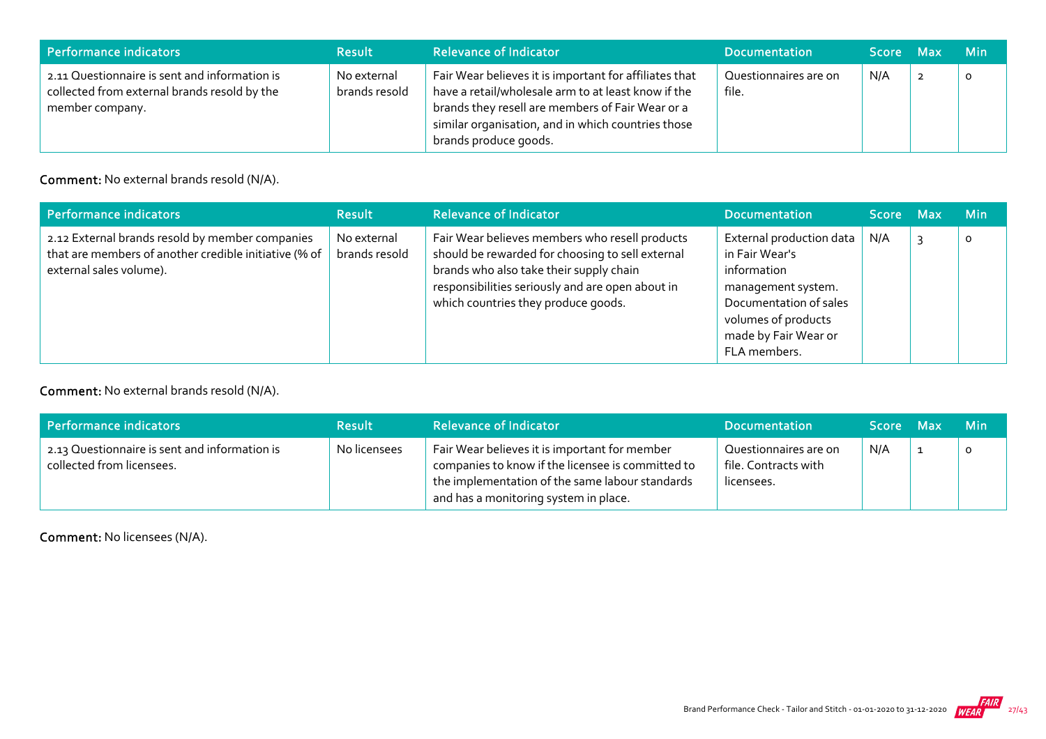| Performance indicators | Result | Relevance of Indicator | Documentation | Score | Max | Min |
| --- | --- | --- | --- | --- | --- | --- |
| 2.11 Questionnaire is sent and information is collected from external brands resold by the member company. | No external brands resold | Fair Wear believes it is important for affiliates that have a retail/wholesale arm to at least know if the brands they resell are members of Fair Wear or a similar organisation, and in which countries those brands produce goods. | Questionnaires are on file. | N/A | 2 | 0 |

**Comment:** No external brands resold (N/A).

| Performance indicators | Result | Relevance of Indicator | Documentation | Score | Max | Min |
| --- | --- | --- | --- | --- | --- | --- |
| 2.12 External brands resold by member companies that are members of another credible initiative (% of external sales volume). | No external brands resold | Fair Wear believes members who resell products should be rewarded for choosing to sell external brands who also take their supply chain responsibilities seriously and are open about in which countries they produce goods. | External production data in Fair Wear's information management system. Documentation of sales volumes of products made by Fair Wear or FLA members. | N/A | 3 | 0 |

**Comment:** No external brands resold (N/A).

| Performance indicators | Result | Relevance of Indicator | Documentation | Score | Max | Min |
| --- | --- | --- | --- | --- | --- | --- |
| 2.13 Questionnaire is sent and information is collected from licensees. | No licensees | Fair Wear believes it is important for member companies to know if the licensee is committed to the implementation of the same labour standards and has a monitoring system in place. | Questionnaires are on file. Contracts with licensees. | N/A | 1 | 0 |

**Comment:** No licensees (N/A).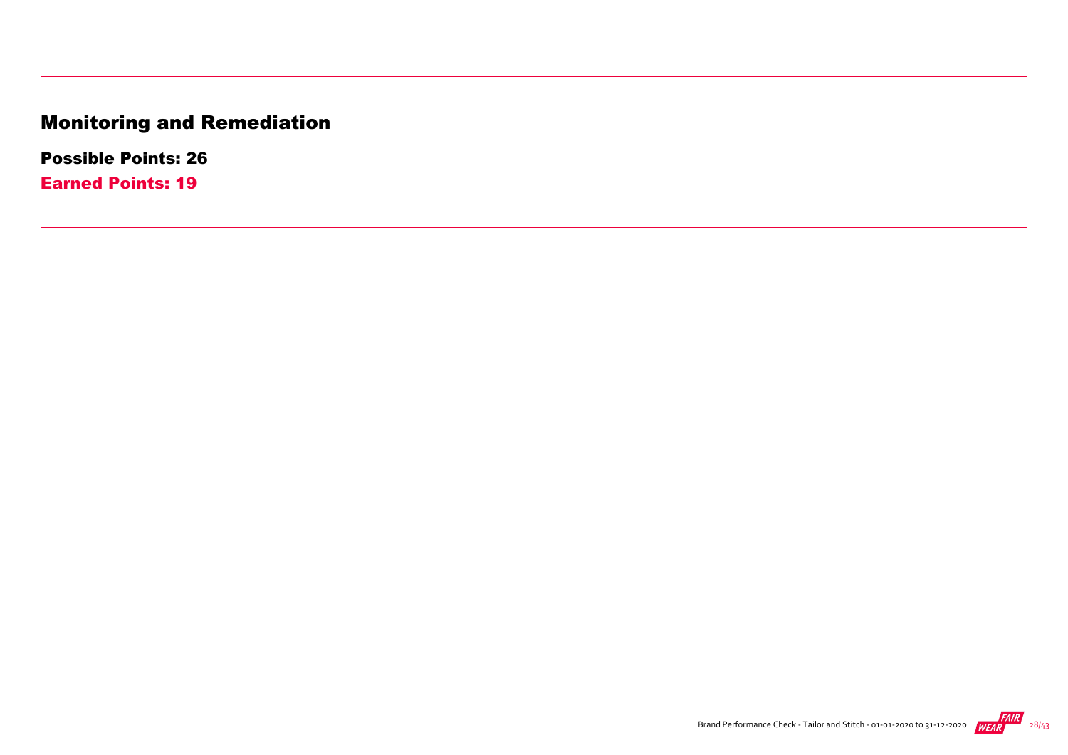# Monitoring and Remediation

**Possible Points: 26**

**Earned Points: 19**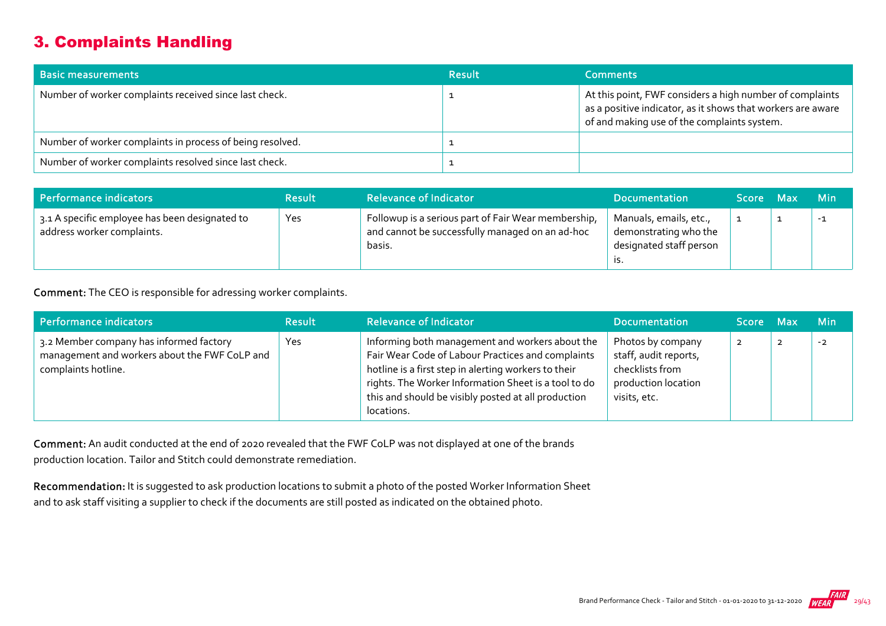## 3. Complaints Handling

| Basic measurements | Result | Comments |
|---|---|---|
| Number of worker complaints received since last check. | 1 | At this point, FWF considers a high number of complaints as a positive indicator, as it shows that workers are aware of and making use of the complaints system. |
| Number of worker complaints in process of being resolved. | 1 | |
| Number of worker complaints resolved since last check. | 1 | |

| Performance indicators | Result | Relevance of Indicator | Documentation | Score | Max | Min |
|---|---|---|---|---|---|---|
| 3.1 A specific employee has been designated to address worker complaints. | Yes | Followup is a serious part of Fair Wear membership, and cannot be successfully managed on an ad-hoc basis. | Manuals, emails, etc., demonstrating who the designated staff person is. | 1 | 1 | -1 |

**Comment:** The CEO is responsible for adressing worker complaints.

| Performance indicators | Result | Relevance of Indicator | Documentation | Score | Max | Min |
|---|---|---|---|---|---|---|
| 3.2 Member company has informed factory management and workers about the FWF CoLP and complaints hotline. | Yes | Informing both management and workers about the Fair Wear Code of Labour Practices and complaints hotline is a first step in alerting workers to their rights. The Worker Information Sheet is a tool to do this and should be visibly posted at all production locations. | Photos by company staff, audit reports, checklists from production location visits, etc. | 2 | 2 | -2 |

**Comment:** An audit conducted at the end of 2020 revealed that the FWF CoLP was not displayed at one of the brands production location. Tailor and Stitch could demonstrate remediation.

**Recommendation:** It is suggested to ask production locations to submit a photo of the posted Worker Information Sheet and to ask staff visiting a supplier to check if the documents are still posted as indicated on the obtained photo.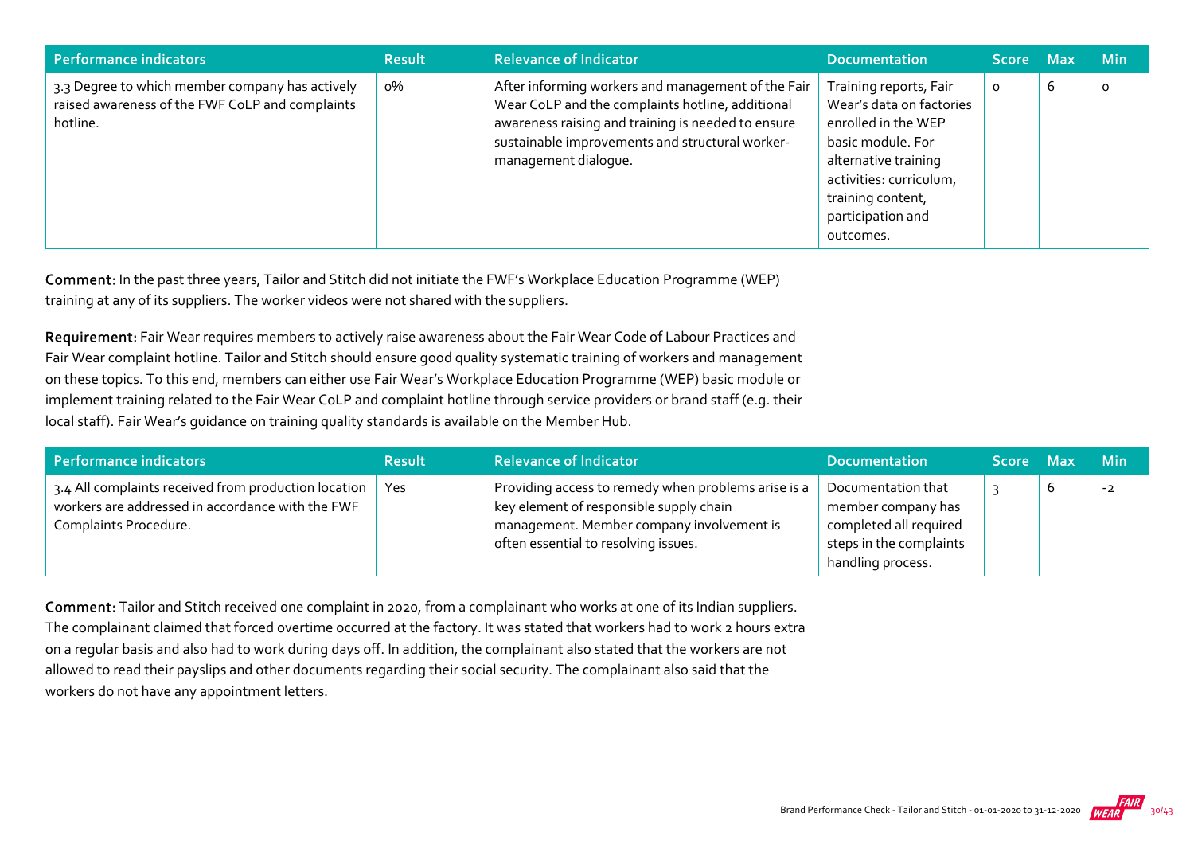| Performance indicators | Result | Relevance of Indicator | Documentation | Score | Max | Min |
|---|---|---|---|---|---|---|
| 3.3 Degree to which member company has actively raised awareness of the FWF CoLP and complaints hotline. | 0% | After informing workers and management of the Fair Wear CoLP and the complaints hotline, additional awareness raising and training is needed to ensure sustainable improvements and structural worker-management dialogue. | Training reports, Fair Wear's data on factories enrolled in the WEP basic module. For alternative training activities: curriculum, training content, participation and outcomes. | 0 | 6 | 0 |

**Comment:** In the past three years, Tailor and Stitch did not initiate the FWF's Workplace Education Programme (WEP) training at any of its suppliers. The worker videos were not shared with the suppliers.

**Requirement:** Fair Wear requires members to actively raise awareness about the Fair Wear Code of Labour Practices and Fair Wear complaint hotline. Tailor and Stitch should ensure good quality systematic training of workers and management on these topics. To this end, members can either use Fair Wear's Workplace Education Programme (WEP) basic module or implement training related to the Fair Wear CoLP and complaint hotline through service providers or brand staff (e.g. their local staff). Fair Wear's guidance on training quality standards is available on the Member Hub.

| Performance indicators | Result | Relevance of Indicator | Documentation | Score | Max | Min |
|---|---|---|---|---|---|---|
| 3.4 All complaints received from production location workers are addressed in accordance with the FWF Complaints Procedure. | Yes | Providing access to remedy when problems arise is a key element of responsible supply chain management. Member company involvement is often essential to resolving issues. | Documentation that member company has completed all required steps in the complaints handling process. | 3 | 6 | -2 |

**Comment:** Tailor and Stitch received one complaint in 2020, from a complainant who works at one of its Indian suppliers. The complainant claimed that forced overtime occurred at the factory. It was stated that workers had to work 2 hours extra on a regular basis and also had to work during days off. In addition, the complainant also stated that the workers are not allowed to read their payslips and other documents regarding their social security. The complainant also said that the workers do not have any appointment letters.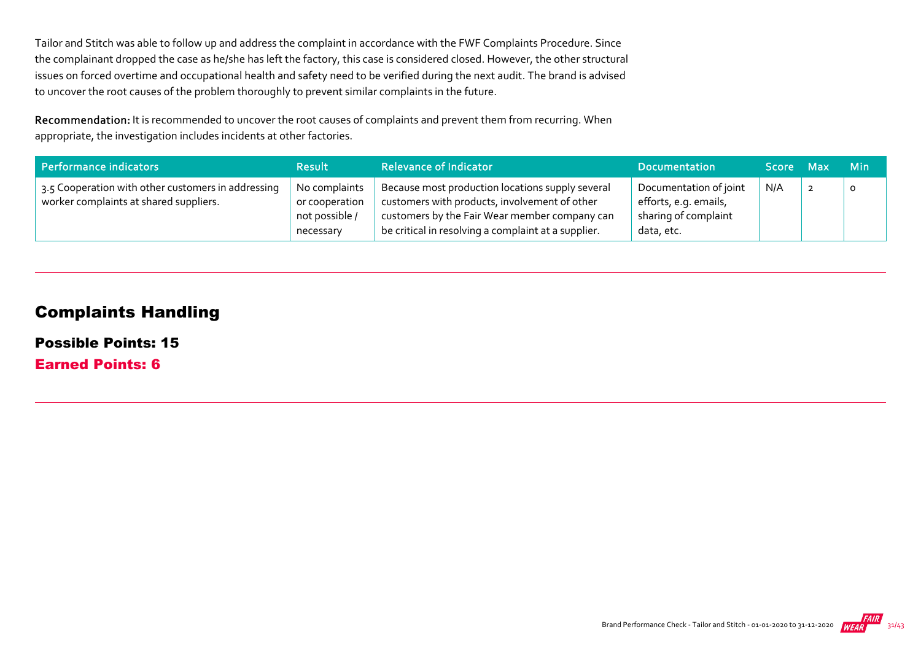Tailor and Stitch was able to follow up and address the complaint in accordance with the FWF Complaints Procedure. Since the complainant dropped the case as he/she has left the factory, this case is considered closed. However, the other structural issues on forced overtime and occupational health and safety need to be verified during the next audit. The brand is advised to uncover the root causes of the problem thoroughly to prevent similar complaints in the future.

**Recommendation:** It is recommended to uncover the root causes of complaints and prevent them from recurring. When appropriate, the investigation includes incidents at other factories.

| Performance indicators | Result | Relevance of Indicator | Documentation | Score | Max | Min |
|---|---|---|---|---|---|---|
| 3.5 Cooperation with other customers in addressing worker complaints at shared suppliers. | No complaints or cooperation not possible / necessary | Because most production locations supply several customers with products, involvement of other customers by the Fair Wear member company can be critical in resolving a complaint at a supplier. | Documentation of joint efforts, e.g. emails, sharing of complaint data, etc. | N/A | 2 | 0 |

## Complaints Handling

### Possible Points: 15

### Earned Points: 6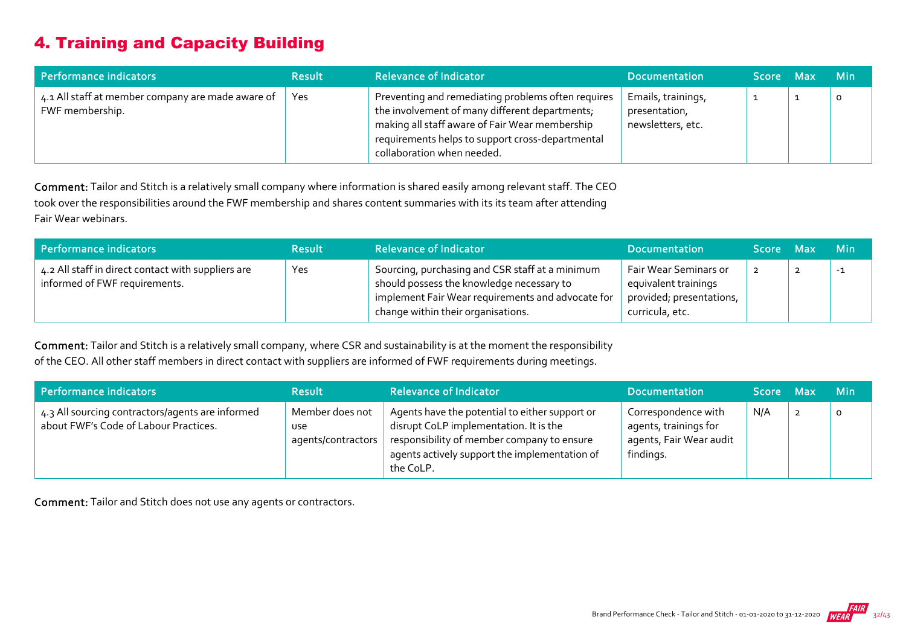# 4. Training and Capacity Building

| Performance indicators | Result | Relevance of Indicator | Documentation | Score | Max | Min |
|---|---|---|---|---|---|---|
| 4.1 All staff at member company are made aware of FWF membership. | Yes | Preventing and remediating problems often requires the involvement of many different departments; making all staff aware of Fair Wear membership requirements helps to support cross-departmental collaboration when needed. | Emails, trainings, presentation, newsletters, etc. | 1 | 1 | 0 |

**Comment:** Tailor and Stitch is a relatively small company where information is shared easily among relevant staff. The CEO took over the responsibilities around the FWF membership and shares content summaries with its its team after attending Fair Wear webinars.

| Performance indicators | Result | Relevance of Indicator | Documentation | Score | Max | Min |
|---|---|---|---|---|---|---|
| 4.2 All staff in direct contact with suppliers are informed of FWF requirements. | Yes | Sourcing, purchasing and CSR staff at a minimum should possess the knowledge necessary to implement Fair Wear requirements and advocate for change within their organisations. | Fair Wear Seminars or equivalent trainings provided; presentations, curricula, etc. | 2 | 2 | -1 |

**Comment:** Tailor and Stitch is a relatively small company, where CSR and sustainability is at the moment the responsibility of the CEO. All other staff members in direct contact with suppliers are informed of FWF requirements during meetings.

| Performance indicators | Result | Relevance of Indicator | Documentation | Score | Max | Min |
|---|---|---|---|---|---|---|
| 4.3 All sourcing contractors/agents are informed about FWF's Code of Labour Practices. | Member does not use agents/contractors | Agents have the potential to either support or disrupt CoLP implementation. It is the responsibility of member company to ensure agents actively support the implementation of the CoLP. | Correspondence with agents, trainings for agents, Fair Wear audit findings. | N/A | 2 | 0 |

**Comment:** Tailor and Stitch does not use any agents or contractors.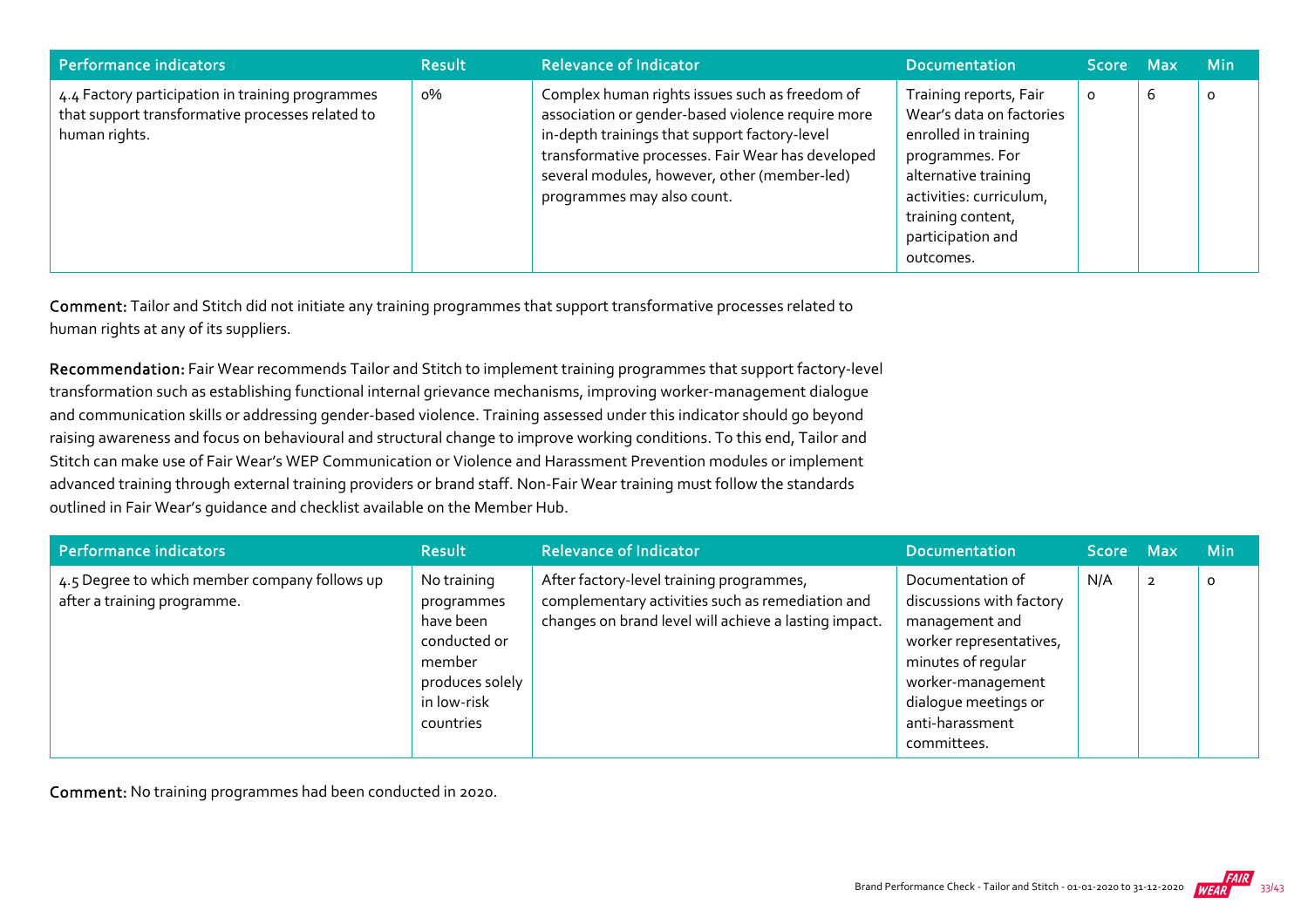| Performance indicators | Result | Relevance of Indicator | Documentation | Score | Max | Min |
|---|---|---|---|---|---|---|
| 4.4 Factory participation in training programmes that support transformative processes related to human rights. | 0% | Complex human rights issues such as freedom of association or gender-based violence require more in-depth trainings that support factory-level transformative processes. Fair Wear has developed several modules, however, other (member-led) programmes may also count. | Training reports, Fair Wear's data on factories enrolled in training programmes. For alternative training activities: curriculum, training content, participation and outcomes. | 0 | 6 | 0 |

**Comment:** Tailor and Stitch did not initiate any training programmes that support transformative processes related to human rights at any of its suppliers.

**Recommendation:** Fair Wear recommends Tailor and Stitch to implement training programmes that support factory-level transformation such as establishing functional internal grievance mechanisms, improving worker-management dialogue and communication skills or addressing gender-based violence. Training assessed under this indicator should go beyond raising awareness and focus on behavioural and structural change to improve working conditions. To this end, Tailor and Stitch can make use of Fair Wear's WEP Communication or Violence and Harassment Prevention modules or implement advanced training through external training providers or brand staff. Non-Fair Wear training must follow the standards outlined in Fair Wear's guidance and checklist available on the Member Hub.

| Performance indicators | Result | Relevance of Indicator | Documentation | Score | Max | Min |
|---|---|---|---|---|---|---|
| 4.5 Degree to which member company follows up after a training programme. | No training programmes have been conducted or member produces solely in low-risk countries | After factory-level training programmes, complementary activities such as remediation and changes on brand level will achieve a lasting impact. | Documentation of discussions with factory management and worker representatives, minutes of regular worker-management dialogue meetings or anti-harassment committees. | N/A | 2 | 0 |

**Comment:** No training programmes had been conducted in 2020.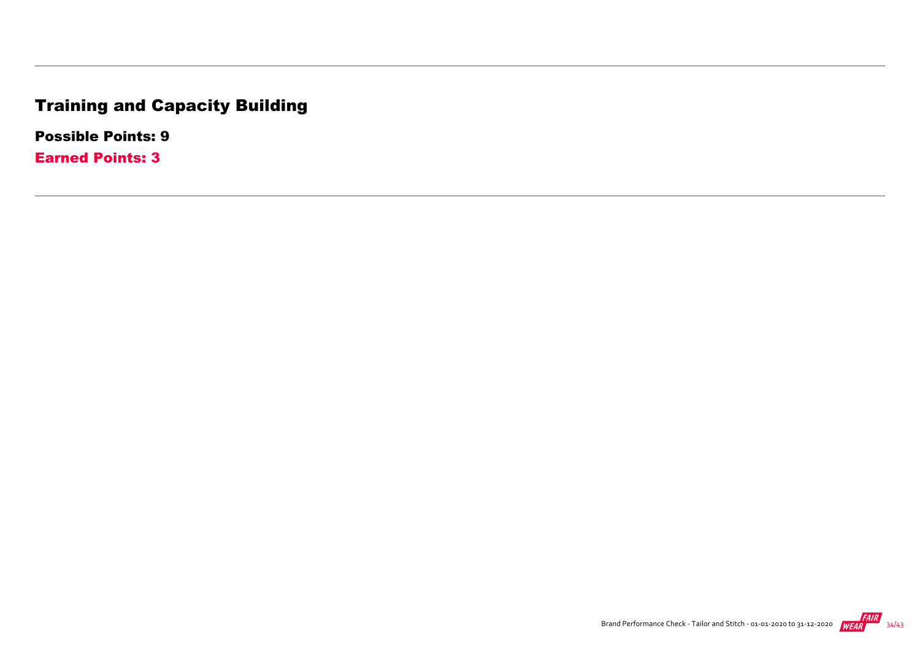# Training and Capacity Building

**Possible Points: 9**

**Earned Points: 3**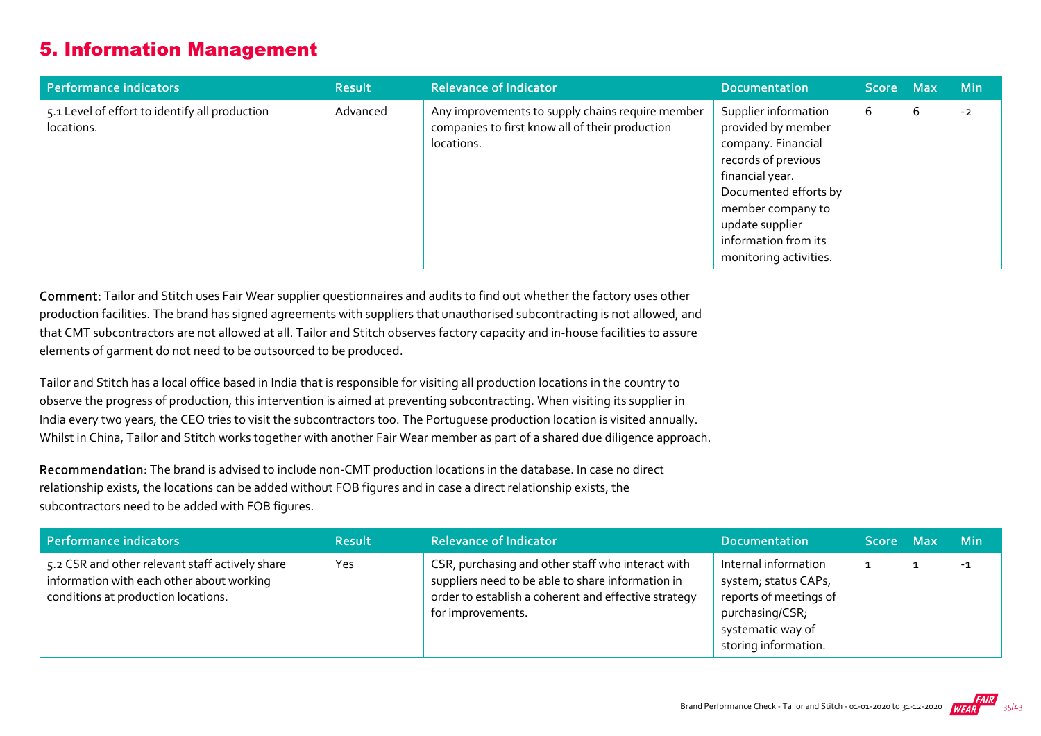## 5. Information Management

| Performance indicators | Result | Relevance of Indicator | Documentation | Score | Max | Min |
|---|---|---|---|---|---|---|
| 5.1 Level of effort to identify all production locations. | Advanced | Any improvements to supply chains require member companies to first know all of their production locations. | Supplier information provided by member company. Financial records of previous financial year. Documented efforts by member company to update supplier information from its monitoring activities. | 6 | 6 | -2 |

**Comment:** Tailor and Stitch uses Fair Wear supplier questionnaires and audits to find out whether the factory uses other production facilities. The brand has signed agreements with suppliers that unauthorised subcontracting is not allowed, and that CMT subcontractors are not allowed at all. Tailor and Stitch observes factory capacity and in-house facilities to assure elements of garment do not need to be outsourced to be produced.

Tailor and Stitch has a local office based in India that is responsible for visiting all production locations in the country to observe the progress of production, this intervention is aimed at preventing subcontracting. When visiting its supplier in India every two years, the CEO tries to visit the subcontractors too. The Portuguese production location is visited annually. Whilst in China, Tailor and Stitch works together with another Fair Wear member as part of a shared due diligence approach.

**Recommendation:** The brand is advised to include non-CMT production locations in the database. In case no direct relationship exists, the locations can be added without FOB figures and in case a direct relationship exists, the subcontractors need to be added with FOB figures.

| Performance indicators | Result | Relevance of Indicator | Documentation | Score | Max | Min |
|---|---|---|---|---|---|---|
| 5.2 CSR and other relevant staff actively share information with each other about working conditions at production locations. | Yes | CSR, purchasing and other staff who interact with suppliers need to be able to share information in order to establish a coherent and effective strategy for improvements. | Internal information system; status CAPs, reports of meetings of purchasing/CSR; systematic way of storing information. | 1 | 1 | -1 |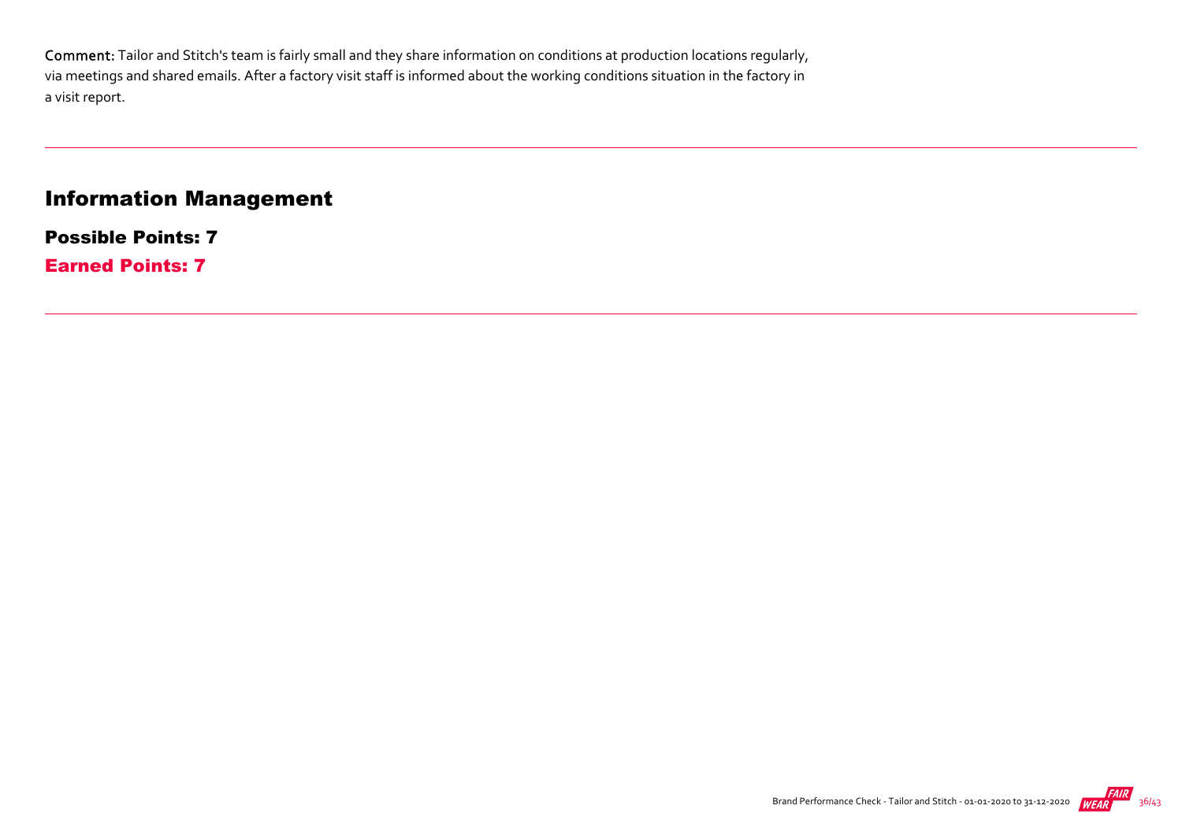**Comment:** Tailor and Stitch's team is fairly small and they share information on conditions at production locations regularly, via meetings and shared emails. After a factory visit staff is informed about the working conditions situation in the factory in a visit report.

---

## Information Management

### Possible Points: 7

### Earned Points: 7

---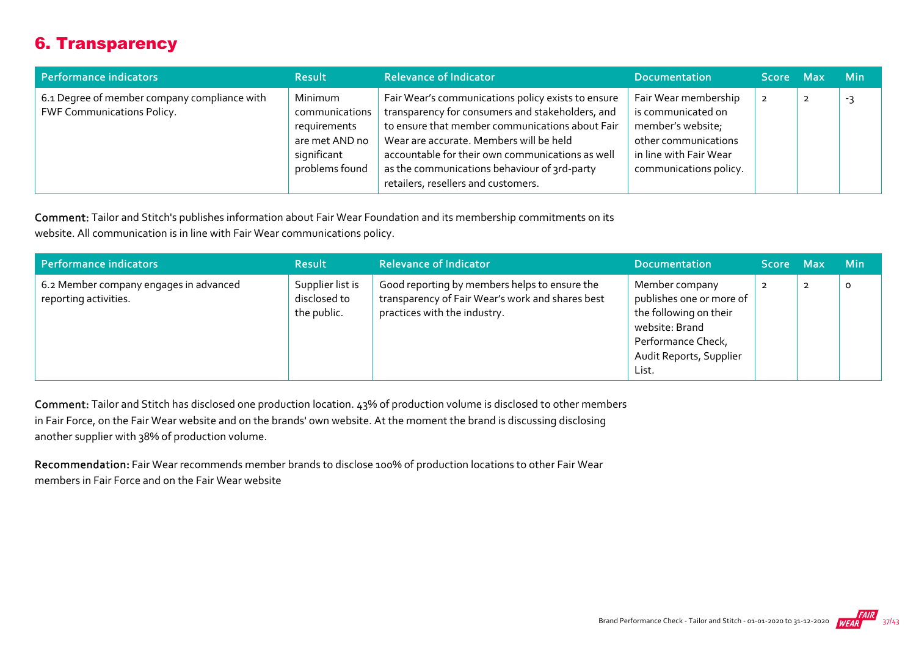## 6. Transparency

| Performance indicators | Result | Relevance of Indicator | Documentation | Score | Max | Min |
|---|---|---|---|---|---|---|
| 6.1 Degree of member company compliance with FWF Communications Policy. | Minimum communications requirements are met AND no significant problems found | Fair Wear's communications policy exists to ensure transparency for consumers and stakeholders, and to ensure that member communications about Fair Wear are accurate. Members will be held accountable for their own communications as well as the communications behaviour of 3rd-party retailers, resellers and customers. | Fair Wear membership is communicated on member's website; other communications in line with Fair Wear communications policy. | 2 | 2 | -3 |

**Comment:** Tailor and Stitch's publishes information about Fair Wear Foundation and its membership commitments on its website. All communication is in line with Fair Wear communications policy.

| Performance indicators | Result | Relevance of Indicator | Documentation | Score | Max | Min |
|---|---|---|---|---|---|---|
| 6.2 Member company engages in advanced reporting activities. | Supplier list is disclosed to the public. | Good reporting by members helps to ensure the transparency of Fair Wear's work and shares best practices with the industry. | Member company publishes one or more of the following on their website: Brand Performance Check, Audit Reports, Supplier List. | 2 | 2 | 0 |

**Comment:** Tailor and Stitch has disclosed one production location. 43% of production volume is disclosed to other members in Fair Force, on the Fair Wear website and on the brands' own website. At the moment the brand is discussing disclosing another supplier with 38% of production volume.

**Recommendation:** Fair Wear recommends member brands to disclose 100% of production locations to other Fair Wear members in Fair Force and on the Fair Wear website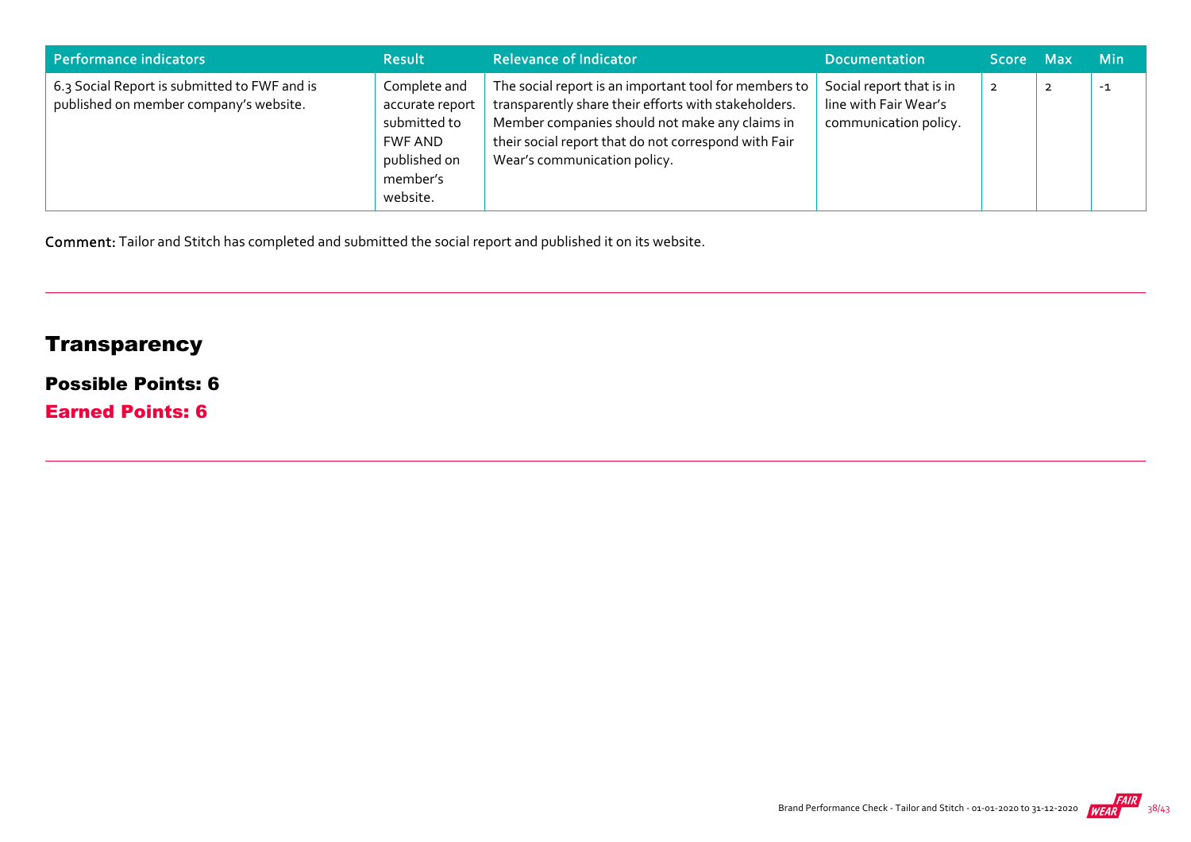| Performance indicators | Result | Relevance of Indicator | Documentation | Score | Max | Min |
|---|---|---|---|---|---|---|
| 6.3 Social Report is submitted to FWF and is published on member company's website. | Complete and accurate report submitted to FWF AND published on member's website. | The social report is an important tool for members to transparently share their efforts with stakeholders. Member companies should not make any claims in their social report that do not correspond with Fair Wear's communication policy. | Social report that is in line with Fair Wear's communication policy. | 2 | 2 | -1 |

**Comment:** Tailor and Stitch has completed and submitted the social report and published it on its website.

## Transparency

### Possible Points: 6

### Earned Points: 6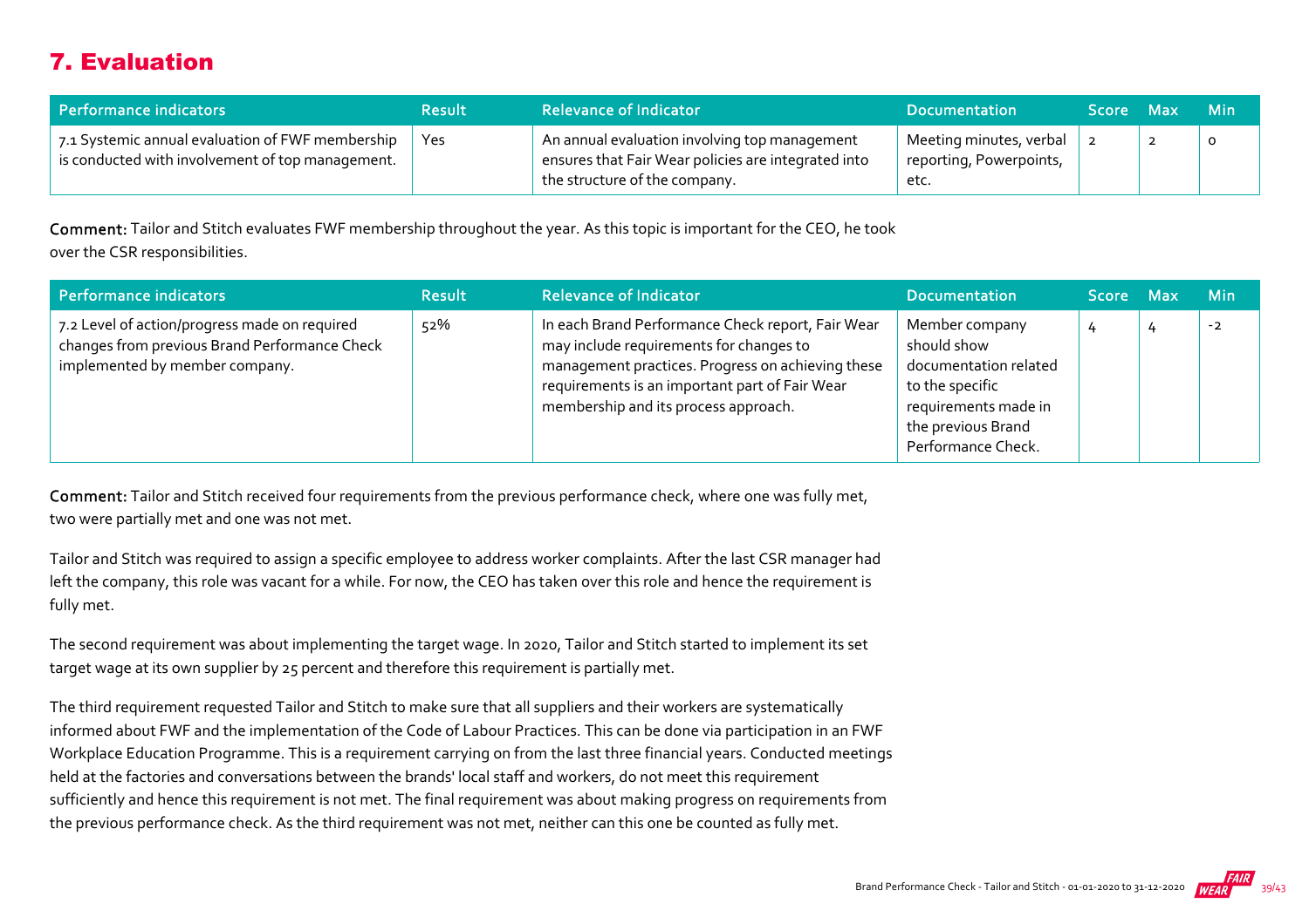## 7. Evaluation

| Performance indicators | Result | Relevance of Indicator | Documentation | Score | Max | Min |
|---|---|---|---|---|---|---|
| 7.1 Systemic annual evaluation of FWF membership is conducted with involvement of top management. | Yes | An annual evaluation involving top management ensures that Fair Wear policies are integrated into the structure of the company. | Meeting minutes, verbal reporting, Powerpoints, etc. | 2 | 2 | 0 |

**Comment:** Tailor and Stitch evaluates FWF membership throughout the year. As this topic is important for the CEO, he took over the CSR responsibilities.

| Performance indicators | Result | Relevance of Indicator | Documentation | Score | Max | Min |
|---|---|---|---|---|---|---|
| 7.2 Level of action/progress made on required changes from previous Brand Performance Check implemented by member company. | 52% | In each Brand Performance Check report, Fair Wear may include requirements for changes to management practices. Progress on achieving these requirements is an important part of Fair Wear membership and its process approach. | Member company should show documentation related to the specific requirements made in the previous Brand Performance Check. | 4 | 4 | -2 |

**Comment:** Tailor and Stitch received four requirements from the previous performance check, where one was fully met, two were partially met and one was not met.

Tailor and Stitch was required to assign a specific employee to address worker complaints. After the last CSR manager had left the company, this role was vacant for a while. For now, the CEO has taken over this role and hence the requirement is fully met.

The second requirement was about implementing the target wage. In 2020, Tailor and Stitch started to implement its set target wage at its own supplier by 25 percent and therefore this requirement is partially met.

The third requirement requested Tailor and Stitch to make sure that all suppliers and their workers are systematically informed about FWF and the implementation of the Code of Labour Practices. This can be done via participation in an FWF Workplace Education Programme. This is a requirement carrying on from the last three financial years. Conducted meetings held at the factories and conversations between the brands' local staff and workers, do not meet this requirement sufficiently and hence this requirement is not met. The final requirement was about making progress on requirements from the previous performance check. As the third requirement was not met, neither can this one be counted as fully met.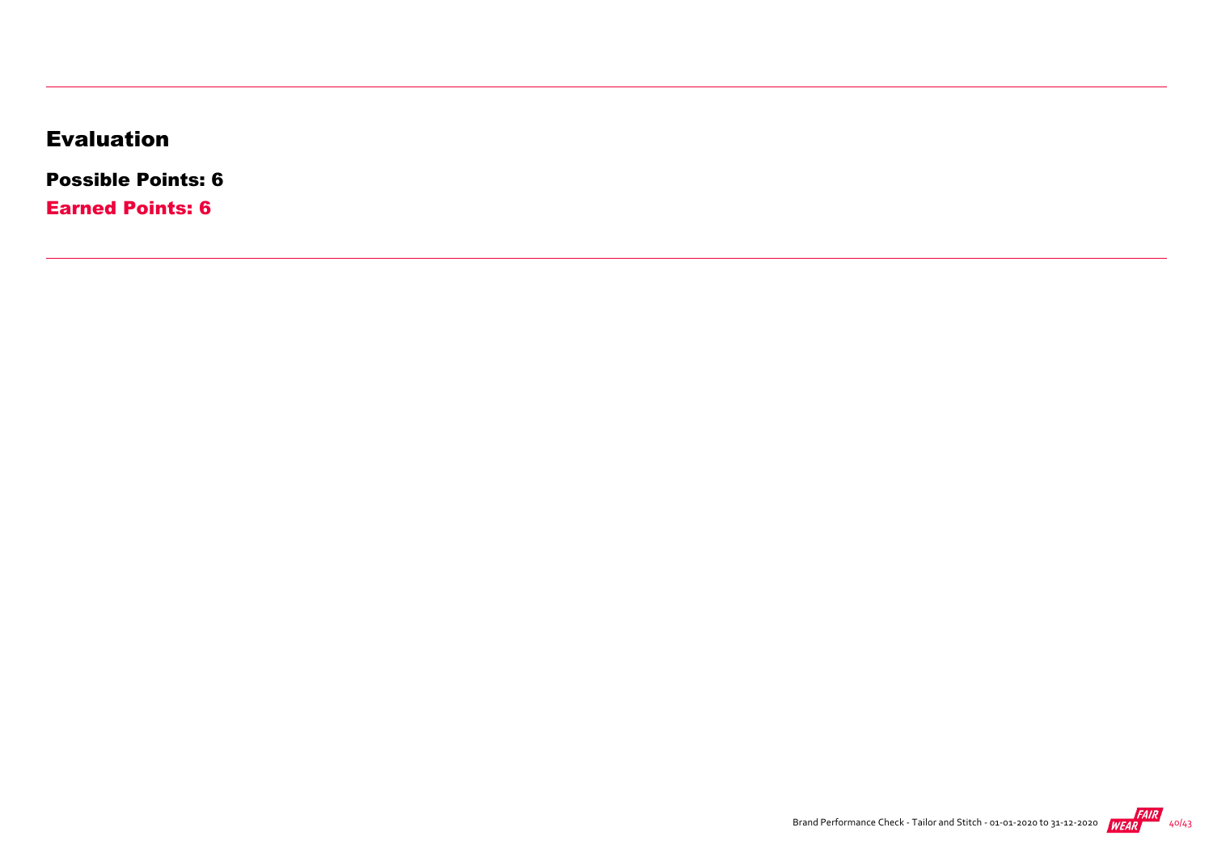## Evaluation

**Possible Points: 6**

**Earned Points: 6**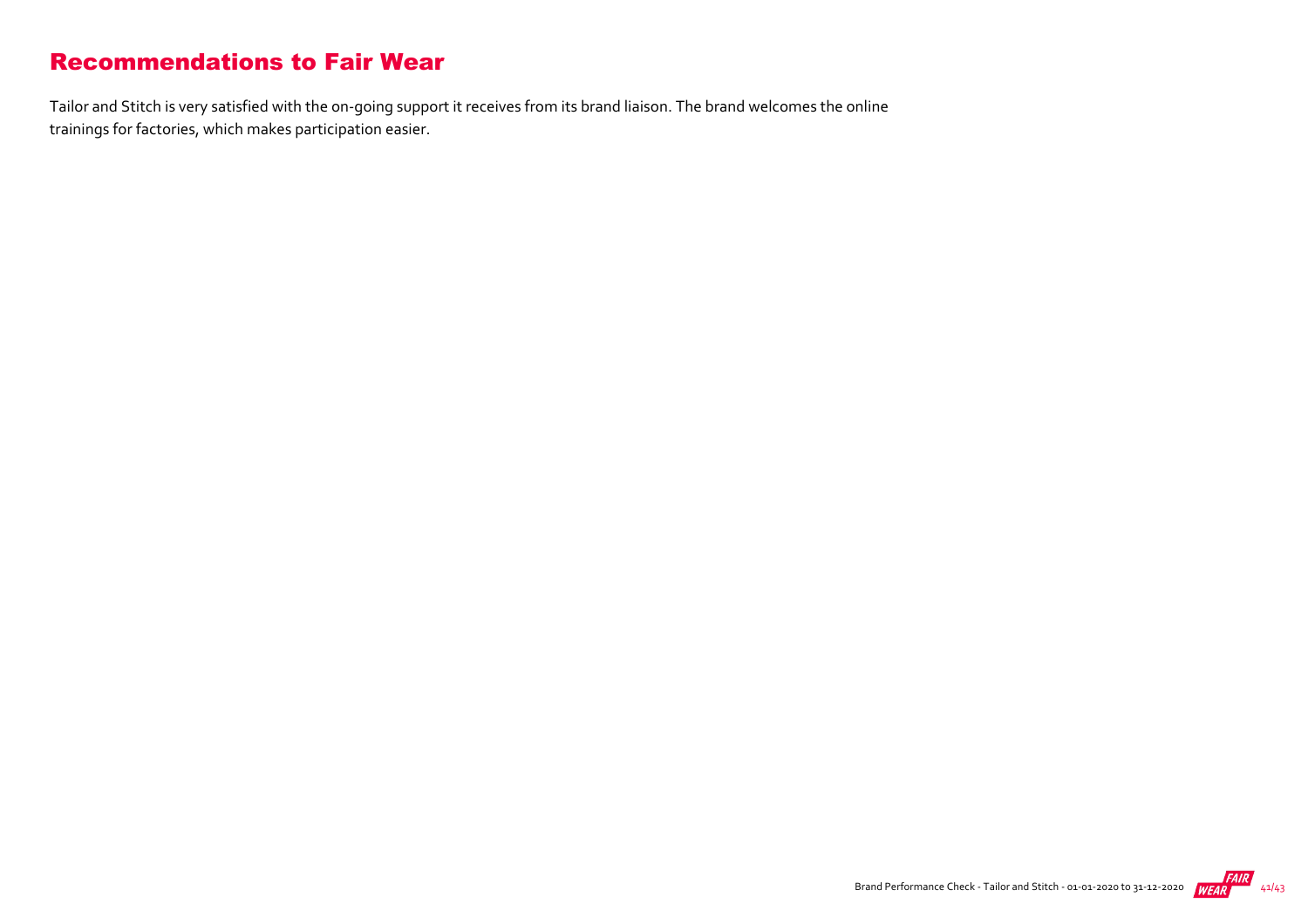## Recommendations to Fair Wear

Tailor and Stitch is very satisfied with the on-going support it receives from its brand liaison. The brand welcomes the online trainings for factories, which makes participation easier.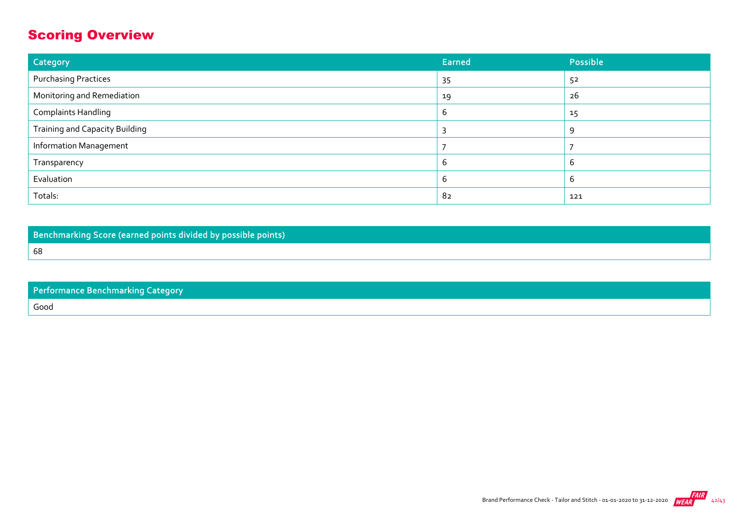## Scoring Overview

| Category | Earned | Possible |
| --- | --- | --- |
| Purchasing Practices | 35 | 52 |
| Monitoring and Remediation | 19 | 26 |
| Complaints Handling | 6 | 15 |
| Training and Capacity Building | 3 | 9 |
| Information Management | 7 | 7 |
| Transparency | 6 | 6 |
| Evaluation | 6 | 6 |
| Totals: | 82 | 121 |

| Benchmarking Score (earned points divided by possible points) |
| --- |
| 68 |

| Performance Benchmarking Category |
| --- |
| Good |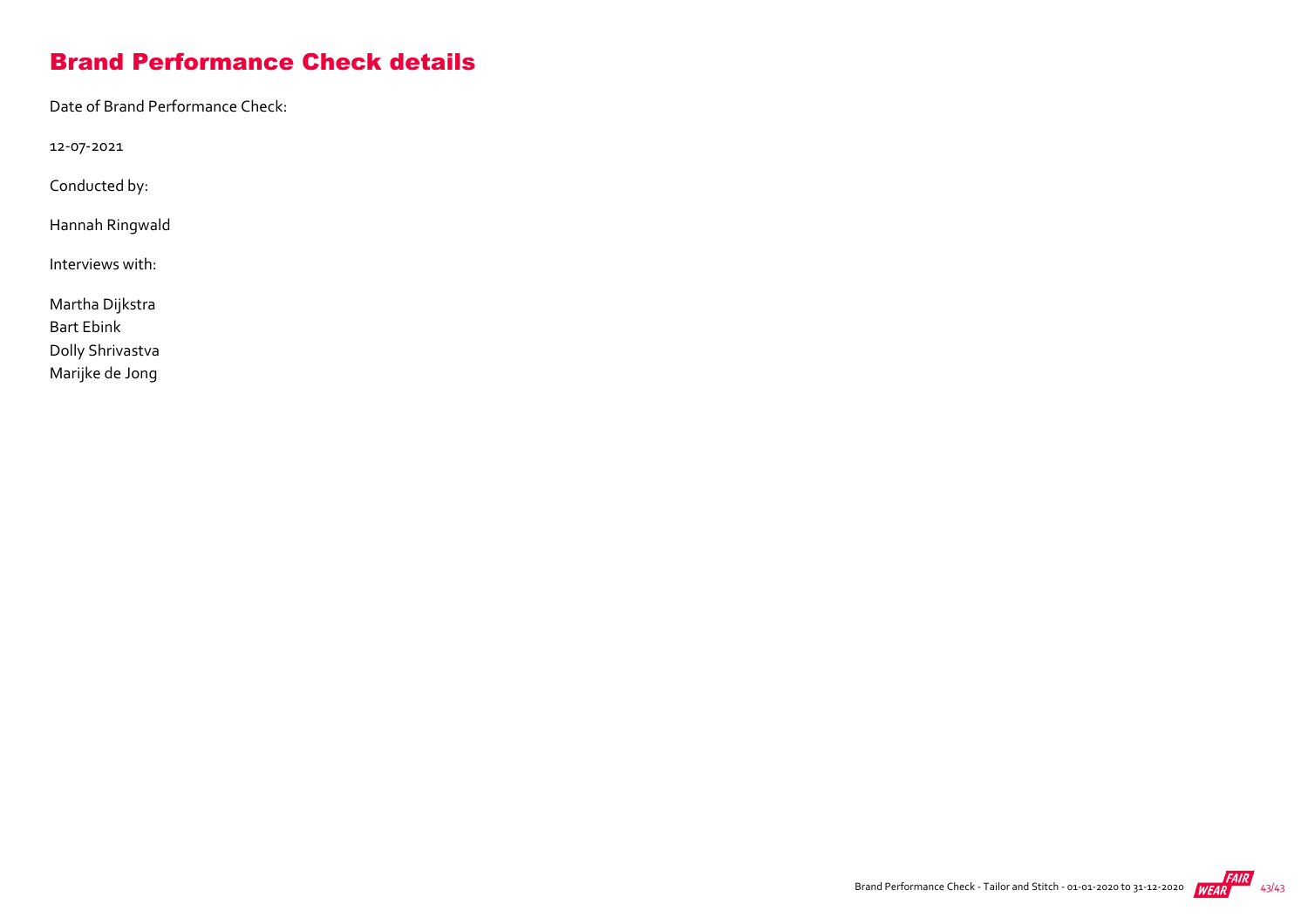## Brand Performance Check details

Date of Brand Performance Check:

12-07-2021

Conducted by:

Hannah Ringwald

Interviews with:

Martha Dijkstra
Bart Ebink
Dolly Shrivastva
Marijke de Jong